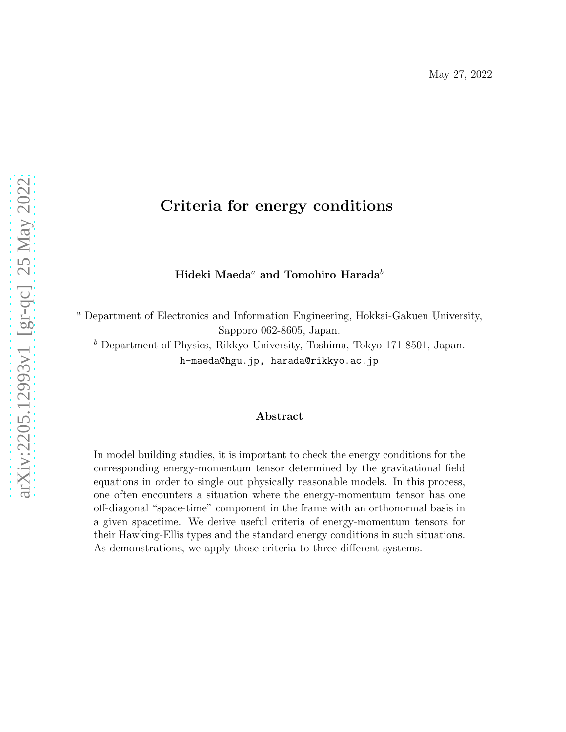May 27, 2022

# Criteria for energy conditions

**Hideki Maeda[a] and Tomohiro Harada[b]**

[a] Department of Electronics and Information Engineering, Hokkai-Gakuen University, Sapporo 062-8605, Japan.

[b] Department of Physics, Rikkyo University, Toshima, Tokyo 171-8501, Japan.

h-maeda@hgu.jp, harada@rikkyo.ac.jp

## Abstract

In model building studies, it is important to check the energy conditions for the corresponding energy-momentum tensor determined by the gravitational field equations in order to single out physically reasonable models. In this process, one often encounters a situation where the energy-momentum tensor has one off-diagonal "space-time" component in the frame with an orthonormal basis in a given spacetime. We derive useful criteria of energy-momentum tensors for their Hawking-Ellis types and the standard energy conditions in such situations. As demonstrations, we apply those criteria to three different systems.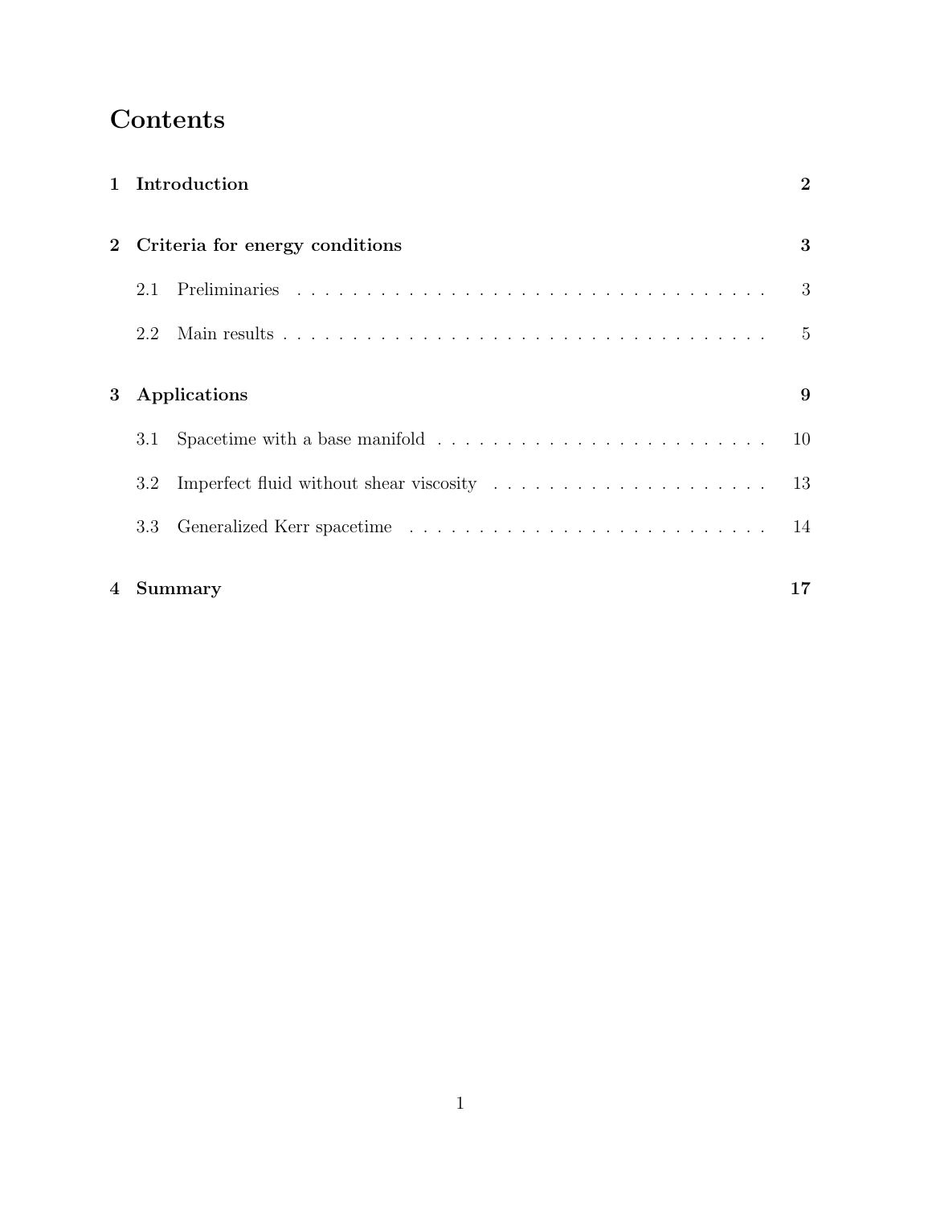# Contents

**1 Introduction** **2**

**2 Criteria for energy conditions** **3**

- 2.1 Preliminaries . . . . . . . . . . . . . . . . . . . . . . . . . . . . . . . . . . . . 3
- 2.2 Main results . . . . . . . . . . . . . . . . . . . . . . . . . . . . . . . . . . . . 5

**3 Applications** **9**

- 3.1 Spacetime with a base manifold . . . . . . . . . . . . . . . . . . . . . . . . . 10
- 3.2 Imperfect fluid without shear viscosity . . . . . . . . . . . . . . . . . . . . . 13
- 3.3 Generalized Kerr spacetime . . . . . . . . . . . . . . . . . . . . . . . . . . . 14

**4 Summary** **17**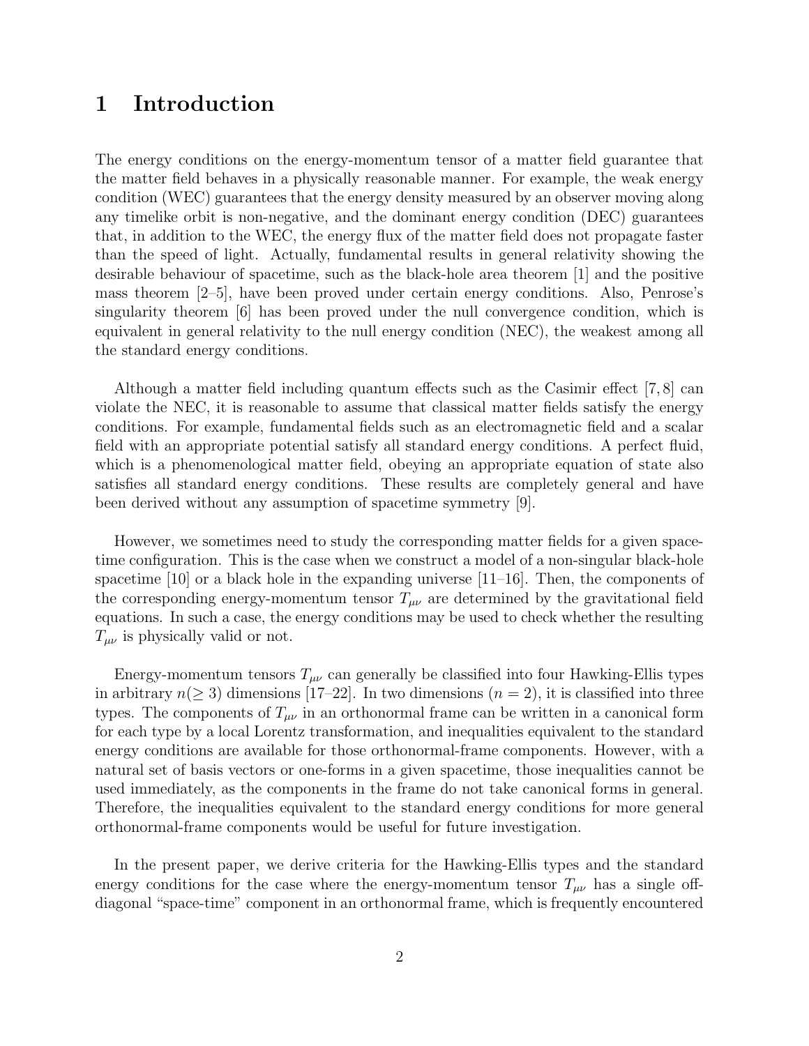# 1 Introduction

The energy conditions on the energy-momentum tensor of a matter field guarantee that the matter field behaves in a physically reasonable manner. For example, the weak energy condition (WEC) guarantees that the energy density measured by an observer moving along any timelike orbit is non-negative, and the dominant energy condition (DEC) guarantees that, in addition to the WEC, the energy flux of the matter field does not propagate faster than the speed of light. Actually, fundamental results in general relativity showing the desirable behaviour of spacetime, such as the black-hole area theorem [1] and the positive mass theorem [2–5], have been proved under certain energy conditions. Also, Penrose's singularity theorem [6] has been proved under the null convergence condition, which is equivalent in general relativity to the null energy condition (NEC), the weakest among all the standard energy conditions.

Although a matter field including quantum effects such as the Casimir effect [7, 8] can violate the NEC, it is reasonable to assume that classical matter fields satisfy the energy conditions. For example, fundamental fields such as an electromagnetic field and a scalar field with an appropriate potential satisfy all standard energy conditions. A perfect fluid, which is a phenomenological matter field, obeying an appropriate equation of state also satisfies all standard energy conditions. These results are completely general and have been derived without any assumption of spacetime symmetry [9].

However, we sometimes need to study the corresponding matter fields for a given spacetime configuration. This is the case when we construct a model of a non-singular black-hole spacetime [10] or a black hole in the expanding universe [11–16]. Then, the components of the corresponding energy-momentum tensor $T_{\mu\nu}$ are determined by the gravitational field equations. In such a case, the energy conditions may be used to check whether the resulting $T_{\mu\nu}$ is physically valid or not.

Energy-momentum tensors $T_{\mu\nu}$ can generally be classified into four Hawking-Ellis types in arbitrary $n(\geq 3)$ dimensions [17–22]. In two dimensions ($n = 2$), it is classified into three types. The components of $T_{\mu\nu}$ in an orthonormal frame can be written in a canonical form for each type by a local Lorentz transformation, and inequalities equivalent to the standard energy conditions are available for those orthonormal-frame components. However, with a natural set of basis vectors or one-forms in a given spacetime, those inequalities cannot be used immediately, as the components in the frame do not take canonical forms in general. Therefore, the inequalities equivalent to the standard energy conditions for more general orthonormal-frame components would be useful for future investigation.

In the present paper, we derive criteria for the Hawking-Ellis types and the standard energy conditions for the case where the energy-momentum tensor $T_{\mu\nu}$ has a single off-diagonal "space-time" component in an orthonormal frame, which is frequently encountered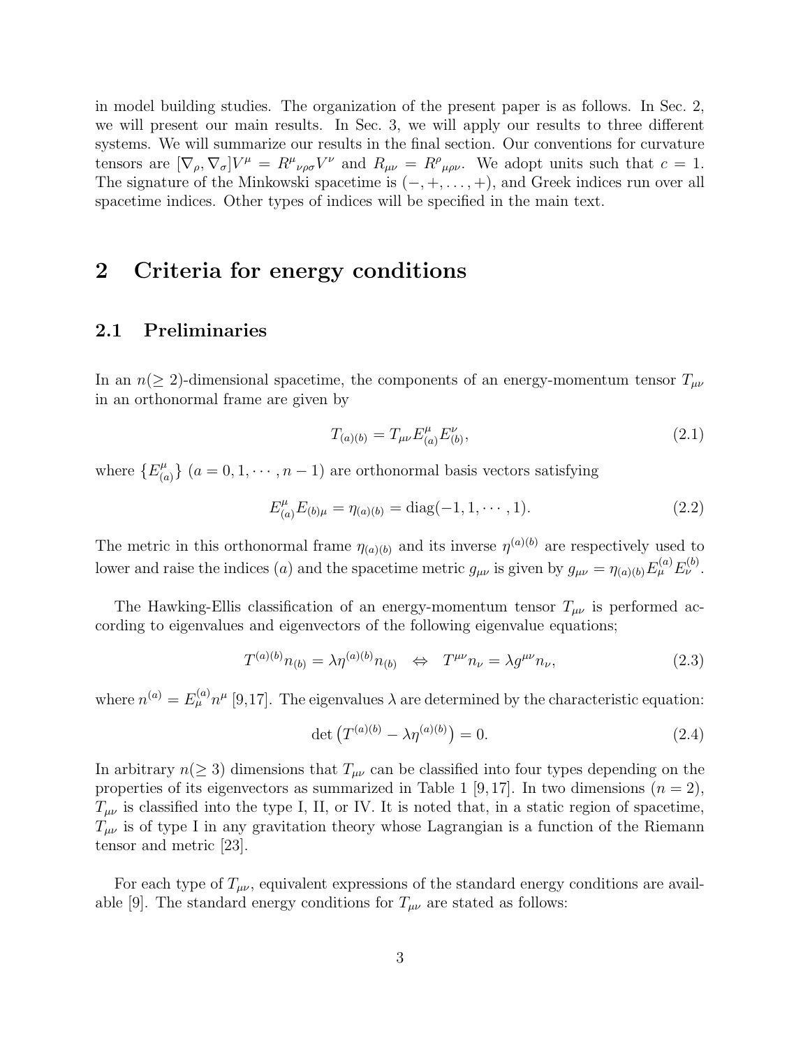in model building studies. The organization of the present paper is as follows. In Sec. 2, we will present our main results. In Sec. 3, we will apply our results to three different systems. We will summarize our results in the final section. Our conventions for curvature tensors are $[\nabla_\rho, \nabla_\sigma]V^\mu = R^\mu{}_{\nu\rho\sigma}V^\nu$ and $R_{\mu\nu} = R^\rho{}_{\mu\rho\nu}$. We adopt units such that $c = 1$. The signature of the Minkowski spacetime is $(-, +, \dots, +)$, and Greek indices run over all spacetime indices. Other types of indices will be specified in the main text.

# 2 Criteria for energy conditions

## 2.1 Preliminaries

In an $n(\geq 2)$-dimensional spacetime, the components of an energy-momentum tensor $T_{\mu\nu}$ in an orthonormal frame are given by

$$T_{(a)(b)} = T_{\mu\nu}E^\mu_{(a)}E^\nu_{(b)}, \tag{2.1}$$

where $\{E^\mu_{(a)}\}$ $(a = 0, 1, \cdots, n-1)$ are orthonormal basis vectors satisfying

$$E^\mu_{(a)}E_{(b)\mu} = \eta_{(a)(b)} = \mathrm{diag}(-1, 1, \cdots, 1). \tag{2.2}$$

The metric in this orthonormal frame $\eta_{(a)(b)}$ and its inverse $\eta^{(a)(b)}$ are respectively used to lower and raise the indices $(a)$ and the spacetime metric $g_{\mu\nu}$ is given by $g_{\mu\nu} = \eta_{(a)(b)}E^{(a)}_\mu E^{(b)}_\nu$.

The Hawking-Ellis classification of an energy-momentum tensor $T_{\mu\nu}$ is performed according to eigenvalues and eigenvectors of the following eigenvalue equations;

$$T^{(a)(b)}n_{(b)} = \lambda\eta^{(a)(b)}n_{(b)} \quad \Leftrightarrow \quad T^{\mu\nu}n_\nu = \lambda g^{\mu\nu}n_\nu, \tag{2.3}$$

where $n^{(a)} = E^{(a)}_\mu n^\mu$ [9,17]. The eigenvalues $\lambda$ are determined by the characteristic equation:

$$\det\left(T^{(a)(b)} - \lambda\eta^{(a)(b)}\right) = 0. \tag{2.4}$$

In arbitrary $n(\geq 3)$ dimensions that $T_{\mu\nu}$ can be classified into four types depending on the properties of its eigenvectors as summarized in Table 1 [9,17]. In two dimensions $(n = 2)$, $T_{\mu\nu}$ is classified into the type I, II, or IV. It is noted that, in a static region of spacetime, $T_{\mu\nu}$ is of type I in any gravitation theory whose Lagrangian is a function of the Riemann tensor and metric [23].

For each type of $T_{\mu\nu}$, equivalent expressions of the standard energy conditions are available [9]. The standard energy conditions for $T_{\mu\nu}$ are stated as follows: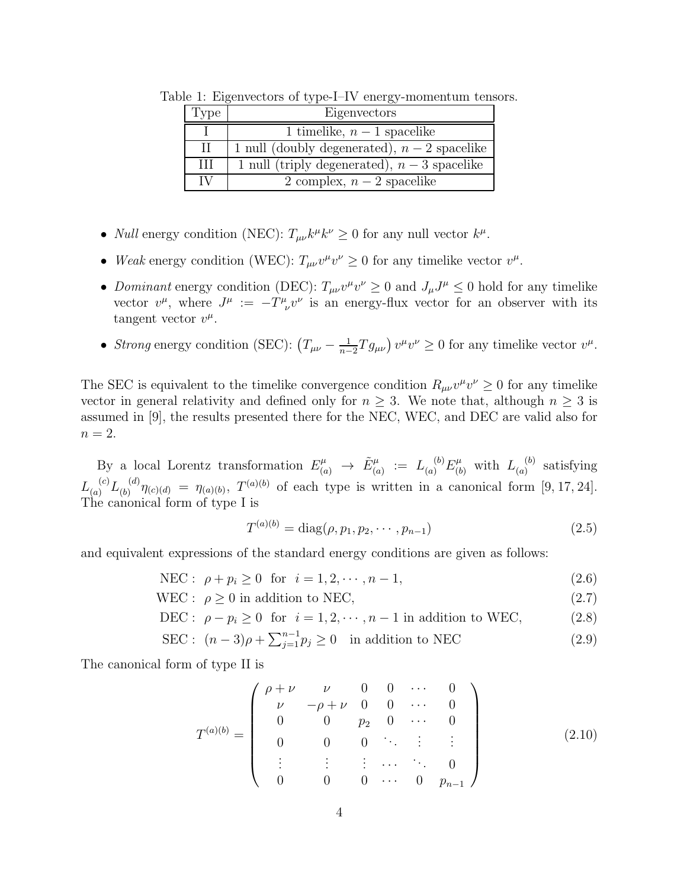Table 1: Eigenvectors of type-I–IV energy-momentum tensors.

| Type | Eigenvectors |
|---|---|
| I | 1 timelike, $n-1$ spacelike |
| II | 1 null (doubly degenerated), $n-2$ spacelike |
| III | 1 null (triply degenerated), $n-3$ spacelike |
| IV | 2 complex, $n-2$ spacelike |

- *Null* energy condition (NEC): $T_{\mu\nu}k^\mu k^\nu \ge 0$ for any null vector $k^\mu$.
- *Weak* energy condition (WEC): $T_{\mu\nu}v^\mu v^\nu \ge 0$ for any timelike vector $v^\mu$.
- *Dominant* energy condition (DEC): $T_{\mu\nu}v^\mu v^\nu \ge 0$ and $J_\mu J^\mu \le 0$ hold for any timelike vector $v^\mu$, where $J^\mu := -T^\mu{}_\nu v^\nu$ is an energy-flux vector for an observer with its tangent vector $v^\mu$.
- *Strong* energy condition (SEC): $\left(T_{\mu\nu} - \frac{1}{n-2}Tg_{\mu\nu}\right)v^\mu v^\nu \ge 0$ for any timelike vector $v^\mu$.

The SEC is equivalent to the timelike convergence condition $R_{\mu\nu}v^\mu v^\nu \ge 0$ for any timelike vector in general relativity and defined only for $n \ge 3$. We note that, although $n \ge 3$ is assumed in [9], the results presented there for the NEC, WEC, and DEC are valid also for $n = 2$.

By a local Lorentz transformation $E^\mu_{(a)} \to \tilde{E}^\mu_{(a)} := L_{(a)}{}^{(b)}E^\mu_{(b)}$ with $L_{(a)}{}^{(b)}$ satisfying $L_{(a)}{}^{(c)}L_{(b)}{}^{(d)}\eta_{(c)(d)} = \eta_{(a)(b)}$, $T^{(a)(b)}$ of each type is written in a canonical form [9, 17, 24]. The canonical form of type I is

$$T^{(a)(b)} = \mathrm{diag}(\rho, p_1, p_2, \cdots, p_{n-1}) \tag{2.5}$$

and equivalent expressions of the standard energy conditions are given as follows:

$$\text{NEC}: \ \rho + p_i \ge 0 \ \text{ for } \ i = 1, 2, \cdots, n-1, \tag{2.6}$$

$$\text{WEC}: \ \rho \ge 0 \text{ in addition to NEC}, \tag{2.7}$$

$$\text{DEC}: \ \rho - p_i \ge 0 \ \text{ for } \ i = 1, 2, \cdots, n-1 \text{ in addition to WEC}, \tag{2.8}$$

$$\text{SEC}: \ (n-3)\rho + \textstyle\sum_{j=1}^{n-1} p_j \ge 0 \quad \text{in addition to NEC} \tag{2.9}$$

The canonical form of type II is

$$T^{(a)(b)} = \begin{pmatrix} \rho+\nu & \nu & 0 & 0 & \cdots & 0 \\ \nu & -\rho+\nu & 0 & 0 & \cdots & 0 \\ 0 & 0 & p_2 & 0 & \cdots & 0 \\ 0 & 0 & 0 & \ddots & \vdots & \vdots \\ \vdots & \vdots & \vdots & \cdots & \ddots & 0 \\ 0 & 0 & 0 & \cdots & 0 & p_{n-1} \end{pmatrix} \tag{2.10}$$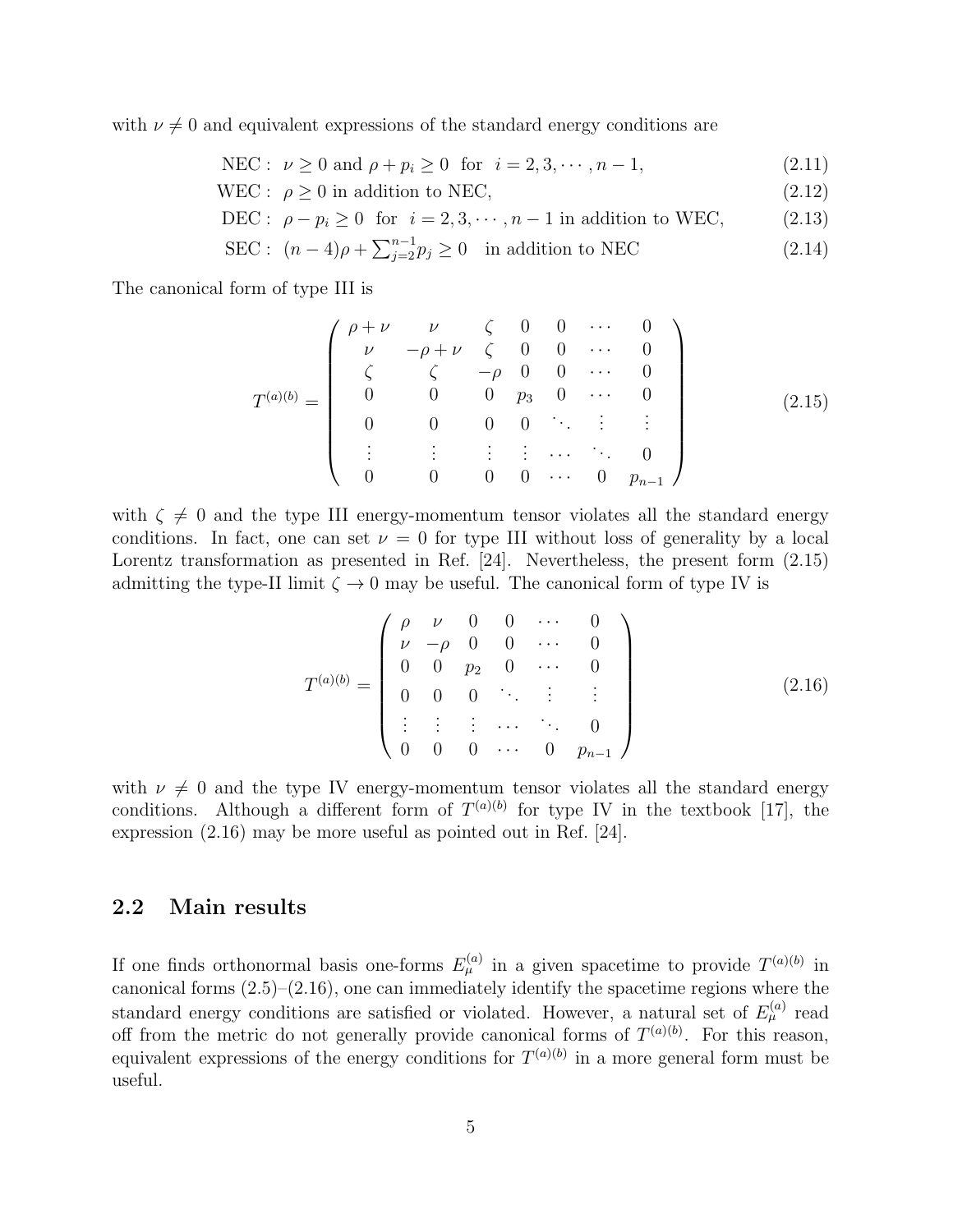with $\nu \neq 0$ and equivalent expressions of the standard energy conditions are

$$\text{NEC}: \ \nu \geq 0 \text{ and } \rho + p_i \geq 0 \ \text{ for } \ i = 2, 3, \cdots, n-1, \tag{2.11}$$

$$\text{WEC}: \ \rho \geq 0 \text{ in addition to NEC}, \tag{2.12}$$

$$\text{DEC}: \ \rho - p_i \geq 0 \ \text{ for } \ i = 2, 3, \cdots, n-1 \text{ in addition to WEC}, \tag{2.13}$$

$$\text{SEC}: \ (n-4)\rho + \textstyle\sum_{j=2}^{n-1} p_j \geq 0 \quad \text{in addition to NEC} \tag{2.14}$$

The canonical form of type III is

$$T^{(a)(b)} = \begin{pmatrix} \rho+\nu & \nu & \zeta & 0 & 0 & \cdots & 0 \\ \nu & -\rho+\nu & \zeta & 0 & 0 & \cdots & 0 \\ \zeta & \zeta & -\rho & 0 & 0 & \cdots & 0 \\ 0 & 0 & 0 & p_3 & 0 & \cdots & 0 \\ 0 & 0 & 0 & 0 & \ddots & \vdots & \vdots \\ \vdots & \vdots & \vdots & \vdots & \cdots & \ddots & 0 \\ 0 & 0 & 0 & 0 & \cdots & 0 & p_{n-1} \end{pmatrix} \tag{2.15}$$

with $\zeta \neq 0$ and the type III energy-momentum tensor violates all the standard energy conditions. In fact, one can set $\nu = 0$ for type III without loss of generality by a local Lorentz transformation as presented in Ref. [24]. Nevertheless, the present form (2.15) admitting the type-II limit $\zeta \to 0$ may be useful. The canonical form of type IV is

$$T^{(a)(b)} = \begin{pmatrix} \rho & \nu & 0 & 0 & \cdots & 0 \\ \nu & -\rho & 0 & 0 & \cdots & 0 \\ 0 & 0 & p_2 & 0 & \cdots & 0 \\ 0 & 0 & 0 & \ddots & \vdots & \vdots \\ \vdots & \vdots & \vdots & \cdots & \ddots & 0 \\ 0 & 0 & 0 & \cdots & 0 & p_{n-1} \end{pmatrix} \tag{2.16}$$

with $\nu \neq 0$ and the type IV energy-momentum tensor violates all the standard energy conditions. Although a different form of $T^{(a)(b)}$ for type IV in the textbook [17], the expression (2.16) may be more useful as pointed out in Ref. [24].

## 2.2 Main results

If one finds orthonormal basis one-forms $E^{(a)}_\mu$ in a given spacetime to provide $T^{(a)(b)}$ in canonical forms (2.5)–(2.16), one can immediately identify the spacetime regions where the standard energy conditions are satisfied or violated. However, a natural set of $E^{(a)}_\mu$ read off from the metric do not generally provide canonical forms of $T^{(a)(b)}$. For this reason, equivalent expressions of the energy conditions for $T^{(a)(b)}$ in a more general form must be useful.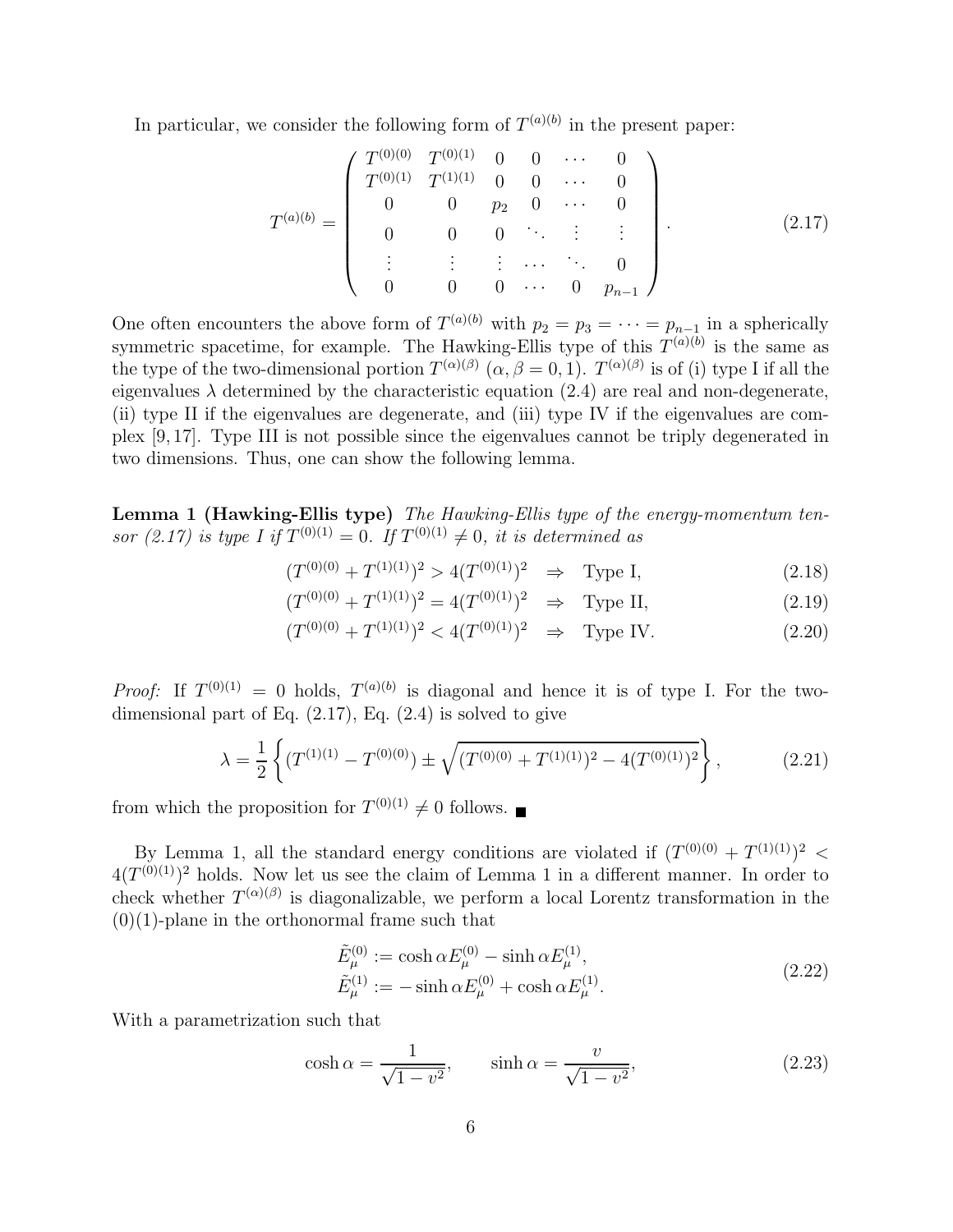In particular, we consider the following form of $T^{(a)(b)}$ in the present paper:

$$
T^{(a)(b)} = \begin{pmatrix} T^{(0)(0)} & T^{(0)(1)} & 0 & 0 & \cdots & 0 \\ T^{(0)(1)} & T^{(1)(1)} & 0 & 0 & \cdots & 0 \\ 0 & 0 & p_2 & 0 & \cdots & 0 \\ 0 & 0 & 0 & \ddots & \vdots & \vdots \\ \vdots & \vdots & \vdots & \cdots & \ddots & 0 \\ 0 & 0 & 0 & \cdots & 0 & p_{n-1} \end{pmatrix}. \tag{2.17}
$$

One often encounters the above form of $T^{(a)(b)}$ with $p_2 = p_3 = \cdots = p_{n-1}$ in a spherically symmetric spacetime, for example. The Hawking-Ellis type of this $T^{(a)(b)}$ is the same as the type of the two-dimensional portion $T^{(\alpha)(\beta)}$ $(\alpha, \beta = 0, 1)$. $T^{(\alpha)(\beta)}$ is of (i) type I if all the eigenvalues $\lambda$ determined by the characteristic equation (2.4) are real and non-degenerate, (ii) type II if the eigenvalues are degenerate, and (iii) type IV if the eigenvalues are complex [9, 17]. Type III is not possible since the eigenvalues cannot be triply degenerated in two dimensions. Thus, one can show the following lemma.

**Lemma 1 (Hawking-Ellis type)** *The Hawking-Ellis type of the energy-momentum tensor (2.17) is type I if $T^{(0)(1)} = 0$. If $T^{(0)(1)} \neq 0$, it is determined as*

$$
(T^{(0)(0)} + T^{(1)(1)})^2 > 4(T^{(0)(1)})^2 \quad \Rightarrow \quad \text{Type I}, \tag{2.18}
$$

$$
(T^{(0)(0)} + T^{(1)(1)})^2 = 4(T^{(0)(1)})^2 \quad \Rightarrow \quad \text{Type II}, \tag{2.19}
$$

$$
(T^{(0)(0)} + T^{(1)(1)})^2 < 4(T^{(0)(1)})^2 \quad \Rightarrow \quad \text{Type IV}. \tag{2.20}
$$

*Proof:* If $T^{(0)(1)} = 0$ holds, $T^{(a)(b)}$ is diagonal and hence it is of type I. For the two-dimensional part of Eq. (2.17), Eq. (2.4) is solved to give

$$
\lambda = \frac{1}{2}\left\{(T^{(1)(1)} - T^{(0)(0)}) \pm \sqrt{(T^{(0)(0)} + T^{(1)(1)})^2 - 4(T^{(0)(1)})^2}\right\}, \tag{2.21}
$$

from which the proposition for $T^{(0)(1)} \neq 0$ follows. ■

By Lemma 1, all the standard energy conditions are violated if $(T^{(0)(0)} + T^{(1)(1)})^2 < 4(T^{(0)(1)})^2$ holds. Now let us see the claim of Lemma 1 in a different manner. In order to check whether $T^{(\alpha)(\beta)}$ is diagonalizable, we perform a local Lorentz transformation in the $(0)(1)$-plane in the orthonormal frame such that

$$
\begin{aligned}
\tilde{E}^{(0)}_\mu &:= \cosh\alpha E^{(0)}_\mu - \sinh\alpha E^{(1)}_\mu, \\
\tilde{E}^{(1)}_\mu &:= -\sinh\alpha E^{(0)}_\mu + \cosh\alpha E^{(1)}_\mu.
\end{aligned} \tag{2.22}
$$

With a parametrization such that

$$
\cosh\alpha = \frac{1}{\sqrt{1-v^2}}, \qquad \sinh\alpha = \frac{v}{\sqrt{1-v^2}}, \tag{2.23}
$$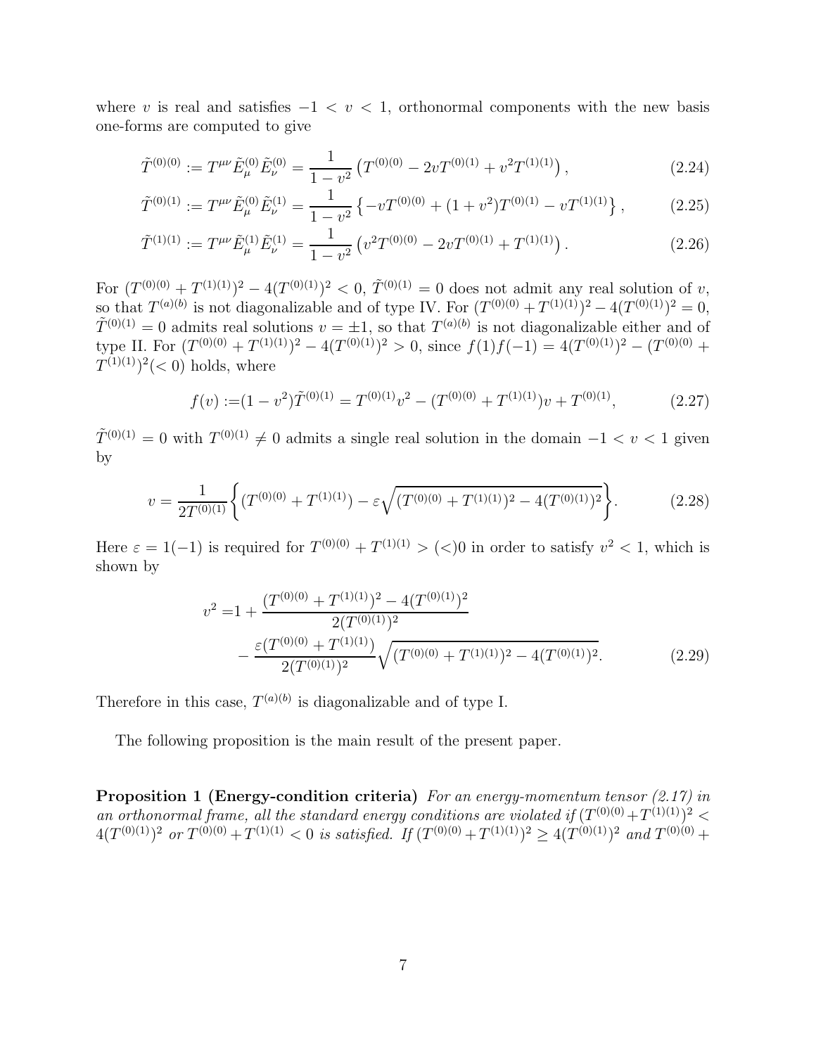where $v$ is real and satisfies $-1 < v < 1$, orthonormal components with the new basis one-forms are computed to give

$$\tilde{T}^{(0)(0)} := T^{\mu\nu}\tilde{E}^{(0)}_\mu \tilde{E}^{(0)}_\nu = \frac{1}{1-v^2}\left(T^{(0)(0)} - 2vT^{(0)(1)} + v^2 T^{(1)(1)}\right), \tag{2.24}$$

$$\tilde{T}^{(0)(1)} := T^{\mu\nu}\tilde{E}^{(0)}_\mu \tilde{E}^{(1)}_\nu = \frac{1}{1-v^2}\left\{-vT^{(0)(0)} + (1+v^2)T^{(0)(1)} - vT^{(1)(1)}\right\}, \tag{2.25}$$

$$\tilde{T}^{(1)(1)} := T^{\mu\nu}\tilde{E}^{(1)}_\mu \tilde{E}^{(1)}_\nu = \frac{1}{1-v^2}\left(v^2 T^{(0)(0)} - 2vT^{(0)(1)} + T^{(1)(1)}\right). \tag{2.26}$$

For $(T^{(0)(0)} + T^{(1)(1)})^2 - 4(T^{(0)(1)})^2 < 0$, $\tilde{T}^{(0)(1)} = 0$ does not admit any real solution of $v$, so that $T^{(a)(b)}$ is not diagonalizable and of type IV. For $(T^{(0)(0)} + T^{(1)(1)})^2 - 4(T^{(0)(1)})^2 = 0$, $\tilde{T}^{(0)(1)} = 0$ admits real solutions $v = \pm 1$, so that $T^{(a)(b)}$ is not diagonalizable either and of type II. For $(T^{(0)(0)} + T^{(1)(1)})^2 - 4(T^{(0)(1)})^2 > 0$, since $f(1)f(-1) = 4(T^{(0)(1)})^2 - (T^{(0)(0)} + T^{(1)(1)})^2 (< 0)$ holds, where

$$f(v) := (1-v^2)\tilde{T}^{(0)(1)} = T^{(0)(1)}v^2 - (T^{(0)(0)} + T^{(1)(1)})v + T^{(0)(1)}, \tag{2.27}$$

$\tilde{T}^{(0)(1)} = 0$ with $T^{(0)(1)} \neq 0$ admits a single real solution in the domain $-1 < v < 1$ given by

$$v = \frac{1}{2T^{(0)(1)}}\left\{(T^{(0)(0)} + T^{(1)(1)}) - \varepsilon\sqrt{(T^{(0)(0)} + T^{(1)(1)})^2 - 4(T^{(0)(1)})^2}\right\}. \tag{2.28}$$

Here $\varepsilon = 1(-1)$ is required for $T^{(0)(0)} + T^{(1)(1)} > (<)0$ in order to satisfy $v^2 < 1$, which is shown by

$$\begin{aligned} v^2 =& 1 + \frac{(T^{(0)(0)} + T^{(1)(1)})^2 - 4(T^{(0)(1)})^2}{2(T^{(0)(1)})^2} \\ &- \frac{\varepsilon(T^{(0)(0)} + T^{(1)(1)})}{2(T^{(0)(1)})^2}\sqrt{(T^{(0)(0)} + T^{(1)(1)})^2 - 4(T^{(0)(1)})^2}. \end{aligned} \tag{2.29}$$

Therefore in this case, $T^{(a)(b)}$ is diagonalizable and of type I.

The following proposition is the main result of the present paper.

**Proposition 1 (Energy-condition criteria)** *For an energy-momentum tensor (2.17) in an orthonormal frame, all the standard energy conditions are violated if* $(T^{(0)(0)} + T^{(1)(1)})^2 < 4(T^{(0)(1)})^2$ *or* $T^{(0)(0)} + T^{(1)(1)} < 0$ *is satisfied. If* $(T^{(0)(0)} + T^{(1)(1)})^2 \geq 4(T^{(0)(1)})^2$ *and* $T^{(0)(0)} +$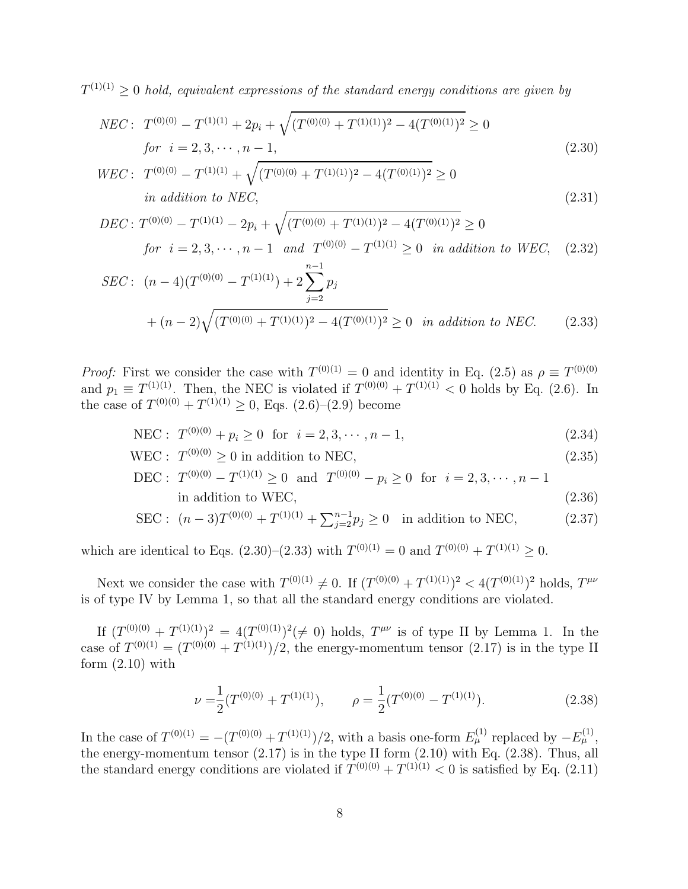$T^{(1)(1)} \geq 0$ *hold, equivalent expressions of the standard energy conditions are given by*

$$
\begin{aligned}
NEC: \;& T^{(0)(0)} - T^{(1)(1)} + 2p_i + \sqrt{(T^{(0)(0)} + T^{(1)(1)})^2 - 4(T^{(0)(1)})^2} \geq 0 \\
& \textit{for} \;\; i = 2, 3, \cdots, n-1, \qquad (2.30) \\
WEC: \;& T^{(0)(0)} - T^{(1)(1)} + \sqrt{(T^{(0)(0)} + T^{(1)(1)})^2 - 4(T^{(0)(1)})^2} \geq 0 \\
& \textit{in addition to NEC}, \qquad (2.31) \\
DEC: \;& T^{(0)(0)} - T^{(1)(1)} - 2p_i + \sqrt{(T^{(0)(0)} + T^{(1)(1)})^2 - 4(T^{(0)(1)})^2} \geq 0 \\
& \textit{for} \;\; i = 2, 3, \cdots, n-1 \;\; \textit{and} \;\; T^{(0)(0)} - T^{(1)(1)} \geq 0 \;\; \textit{in addition to WEC}, \qquad (2.32) \\
SEC: \;& (n-4)(T^{(0)(0)} - T^{(1)(1)}) + 2\sum_{j=2}^{n-1} p_j \\
& + (n-2)\sqrt{(T^{(0)(0)} + T^{(1)(1)})^2 - 4(T^{(0)(1)})^2} \geq 0 \;\; \textit{in addition to NEC}. \qquad (2.33)
\end{aligned}
$$

*Proof:* First we consider the case with $T^{(0)(1)} = 0$ and identity in Eq. (2.5) as $\rho \equiv T^{(0)(0)}$ and $p_1 \equiv T^{(1)(1)}$. Then, the NEC is violated if $T^{(0)(0)} + T^{(1)(1)} < 0$ holds by Eq. (2.6). In the case of $T^{(0)(0)} + T^{(1)(1)} \geq 0$, Eqs. (2.6)–(2.9) become

$$
\begin{aligned}
\text{NEC}: \;& T^{(0)(0)} + p_i \geq 0 \;\; \text{for} \;\; i = 2, 3, \cdots, n-1, \qquad (2.34) \\
\text{WEC}: \;& T^{(0)(0)} \geq 0 \text{ in addition to NEC}, \qquad (2.35) \\
\text{DEC}: \;& T^{(0)(0)} - T^{(1)(1)} \geq 0 \;\; \text{and} \;\; T^{(0)(0)} - p_i \geq 0 \;\; \text{for} \;\; i = 2, 3, \cdots, n-1 \\
& \text{in addition to WEC}, \qquad (2.36) \\
\text{SEC}: \;& (n-3)T^{(0)(0)} + T^{(1)(1)} + \textstyle\sum_{j=2}^{n-1} p_j \geq 0 \quad \text{in addition to NEC}, \qquad (2.37)
\end{aligned}
$$

which are identical to Eqs. (2.30)–(2.33) with $T^{(0)(1)} = 0$ and $T^{(0)(0)} + T^{(1)(1)} \geq 0$.

Next we consider the case with $T^{(0)(1)} \neq 0$. If $(T^{(0)(0)} + T^{(1)(1)})^2 < 4(T^{(0)(1)})^2$ holds, $T^{\mu\nu}$ is of type IV by Lemma 1, so that all the standard energy conditions are violated.

If $(T^{(0)(0)} + T^{(1)(1)})^2 = 4(T^{(0)(1)})^2 (\neq 0)$ holds, $T^{\mu\nu}$ is of type II by Lemma 1. In the case of $T^{(0)(1)} = (T^{(0)(0)} + T^{(1)(1)})/2$, the energy-momentum tensor (2.17) is in the type II form (2.10) with

$$
\nu = \frac{1}{2}(T^{(0)(0)} + T^{(1)(1)}), \qquad \rho = \frac{1}{2}(T^{(0)(0)} - T^{(1)(1)}). \qquad (2.38)
$$

In the case of $T^{(0)(1)} = -(T^{(0)(0)} + T^{(1)(1)})/2$, with a basis one-form $E^{(1)}_\mu$ replaced by $-E^{(1)}_\mu$, the energy-momentum tensor (2.17) is in the type II form (2.10) with Eq. (2.38). Thus, all the standard energy conditions are violated if $T^{(0)(0)} + T^{(1)(1)} < 0$ is satisfied by Eq. (2.11)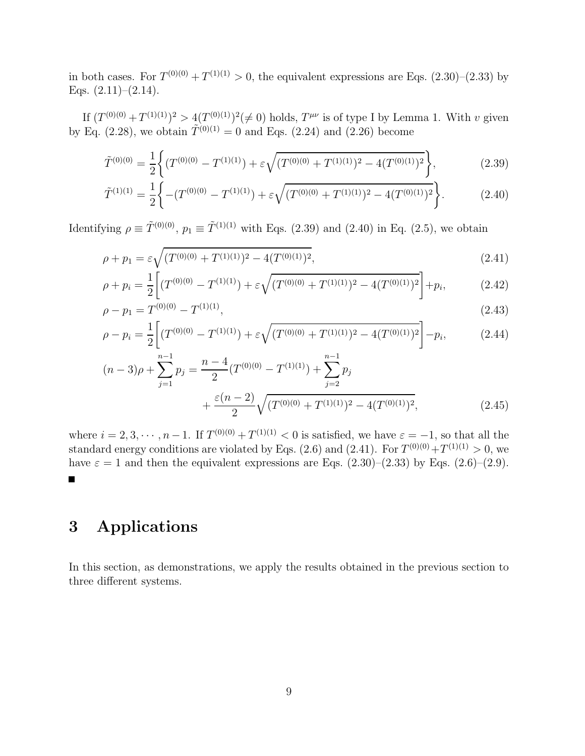in both cases. For $T^{(0)(0)} + T^{(1)(1)} > 0$, the equivalent expressions are Eqs. (2.30)–(2.33) by Eqs. (2.11)–(2.14).

If $(T^{(0)(0)} + T^{(1)(1)})^2 > 4(T^{(0)(1)})^2 (\neq 0)$ holds, $T^{\mu\nu}$ is of type I by Lemma 1. With $v$ given by Eq. (2.28), we obtain $\tilde{T}^{(0)(1)} = 0$ and Eqs. (2.24) and (2.26) become

$$\tilde{T}^{(0)(0)} = \frac{1}{2}\left\{(T^{(0)(0)} - T^{(1)(1)}) + \varepsilon\sqrt{(T^{(0)(0)} + T^{(1)(1)})^2 - 4(T^{(0)(1)})^2}\right\}, \tag{2.39}$$

$$\tilde{T}^{(1)(1)} = \frac{1}{2}\left\{-(T^{(0)(0)} - T^{(1)(1)}) + \varepsilon\sqrt{(T^{(0)(0)} + T^{(1)(1)})^2 - 4(T^{(0)(1)})^2}\right\}. \tag{2.40}$$

Identifying $\rho \equiv \tilde{T}^{(0)(0)}$, $p_1 \equiv \tilde{T}^{(1)(1)}$ with Eqs. (2.39) and (2.40) in Eq. (2.5), we obtain

$$\rho + p_1 = \varepsilon\sqrt{(T^{(0)(0)} + T^{(1)(1)})^2 - 4(T^{(0)(1)})^2}, \tag{2.41}$$

$$\rho + p_i = \frac{1}{2}\left[(T^{(0)(0)} - T^{(1)(1)}) + \varepsilon\sqrt{(T^{(0)(0)} + T^{(1)(1)})^2 - 4(T^{(0)(1)})^2}\right] + p_i, \tag{2.42}$$

$$\rho - p_1 = T^{(0)(0)} - T^{(1)(1)}, \tag{2.43}$$

$$\rho - p_i = \frac{1}{2}\left[(T^{(0)(0)} - T^{(1)(1)}) + \varepsilon\sqrt{(T^{(0)(0)} + T^{(1)(1)})^2 - 4(T^{(0)(1)})^2}\right] - p_i, \tag{2.44}$$

$$\begin{aligned}(n-3)\rho + \sum_{j=1}^{n-1} p_j = &\frac{n-4}{2}(T^{(0)(0)} - T^{(1)(1)}) + \sum_{j=2}^{n-1} p_j \\ &+ \frac{\varepsilon(n-2)}{2}\sqrt{(T^{(0)(0)} + T^{(1)(1)})^2 - 4(T^{(0)(1)})^2},\end{aligned} \tag{2.45}$$

where $i = 2, 3, \cdots, n-1$. If $T^{(0)(0)} + T^{(1)(1)} < 0$ is satisfied, we have $\varepsilon = -1$, so that all the standard energy conditions are violated by Eqs. (2.6) and (2.41). For $T^{(0)(0)} + T^{(1)(1)} > 0$, we have $\varepsilon = 1$ and then the equivalent expressions are Eqs. (2.30)–(2.33) by Eqs. (2.6)–(2.9). ■

# 3 Applications

In this section, as demonstrations, we apply the results obtained in the previous section to three different systems.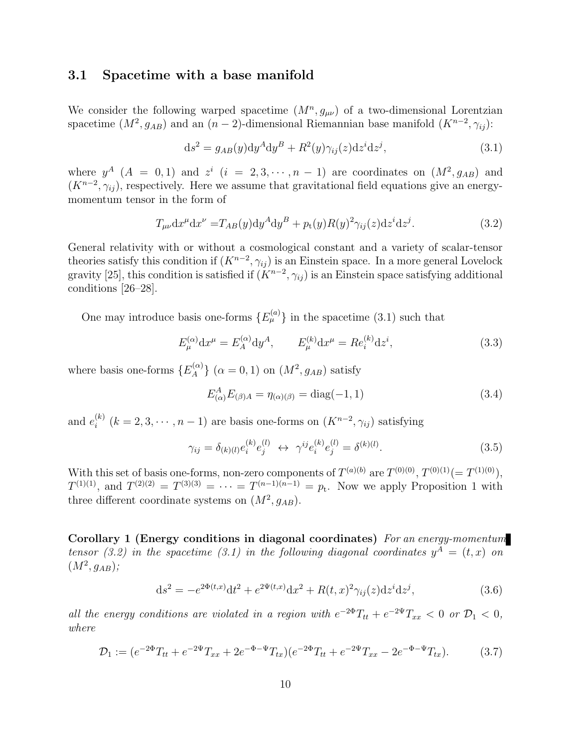### 3.1 Spacetime with a base manifold

We consider the following warped spacetime $(M^n, g_{\mu\nu})$ of a two-dimensional Lorentzian spacetime $(M^2, g_{AB})$ and an $(n-2)$-dimensional Riemannian base manifold $(K^{n-2}, \gamma_{ij})$:

$$\mathrm{d}s^2 = g_{AB}(y)\mathrm{d}y^A\mathrm{d}y^B + R^2(y)\gamma_{ij}(z)\mathrm{d}z^i\mathrm{d}z^j, \tag{3.1}$$

where $y^A$ $(A = 0, 1)$ and $z^i$ $(i = 2, 3, \cdots, n-1)$ are coordinates on $(M^2, g_{AB})$ and $(K^{n-2}, \gamma_{ij})$, respectively. Here we assume that gravitational field equations give an energy-momentum tensor in the form of

$$T_{\mu\nu}\mathrm{d}x^\mu\mathrm{d}x^\nu = T_{AB}(y)\mathrm{d}y^A\mathrm{d}y^B + p_{\mathrm{t}}(y)R(y)^2\gamma_{ij}(z)\mathrm{d}z^i\mathrm{d}z^j. \tag{3.2}$$

General relativity with or without a cosmological constant and a variety of scalar-tensor theories satisfy this condition if $(K^{n-2}, \gamma_{ij})$ is an Einstein space. In a more general Lovelock gravity [25], this condition is satisfied if $(K^{n-2}, \gamma_{ij})$ is an Einstein space satisfying additional conditions [26–28].

One may introduce basis one-forms $\{E^{(a)}_\mu\}$ in the spacetime (3.1) such that

$$E^{(\alpha)}_\mu\mathrm{d}x^\mu = E^{(\alpha)}_A\mathrm{d}y^A, \qquad E^{(k)}_\mu\mathrm{d}x^\mu = Re^{(k)}_i\mathrm{d}z^i, \tag{3.3}$$

where basis one-forms $\{E^{(\alpha)}_A\}$ $(\alpha = 0, 1)$ on $(M^2, g_{AB})$ satisfy

$$E^A_{(\alpha)}E_{(\beta)A} = \eta_{(\alpha)(\beta)} = \mathrm{diag}(-1, 1) \tag{3.4}$$

and $e^{(k)}_i$ $(k = 2, 3, \cdots, n-1)$ are basis one-forms on $(K^{n-2}, \gamma_{ij})$ satisfying

$$\gamma_{ij} = \delta_{(k)(l)}e^{(k)}_i e^{(l)}_j \;\leftrightarrow\; \gamma^{ij}e^{(k)}_i e^{(l)}_j = \delta^{(k)(l)}. \tag{3.5}$$

With this set of basis one-forms, non-zero components of $T^{(a)(b)}$ are $T^{(0)(0)}$, $T^{(0)(1)}(= T^{(1)(0)})$, $T^{(1)(1)}$, and $T^{(2)(2)} = T^{(3)(3)} = \cdots = T^{(n-1)(n-1)} = p_{\mathrm{t}}$. Now we apply Proposition 1 with three different coordinate systems on $(M^2, g_{AB})$.

**Corollary 1 (Energy conditions in diagonal coordinates)** *For an energy-momentum tensor (3.2) in the spacetime (3.1) in the following diagonal coordinates $y^A = (t, x)$ on $(M^2, g_{AB})$;*

$$\mathrm{d}s^2 = -e^{2\Phi(t,x)}\mathrm{d}t^2 + e^{2\Psi(t,x)}\mathrm{d}x^2 + R(t, x)^2\gamma_{ij}(z)\mathrm{d}z^i\mathrm{d}z^j, \tag{3.6}$$

*all the energy conditions are violated in a region with $e^{-2\Phi}T_{tt} + e^{-2\Psi}T_{xx} < 0$ or $\mathcal{D}_1 < 0$, where*

$$\mathcal{D}_1 := (e^{-2\Phi}T_{tt} + e^{-2\Psi}T_{xx} + 2e^{-\Phi-\Psi}T_{tx})(e^{-2\Phi}T_{tt} + e^{-2\Psi}T_{xx} - 2e^{-\Phi-\Psi}T_{tx}). \tag{3.7}$$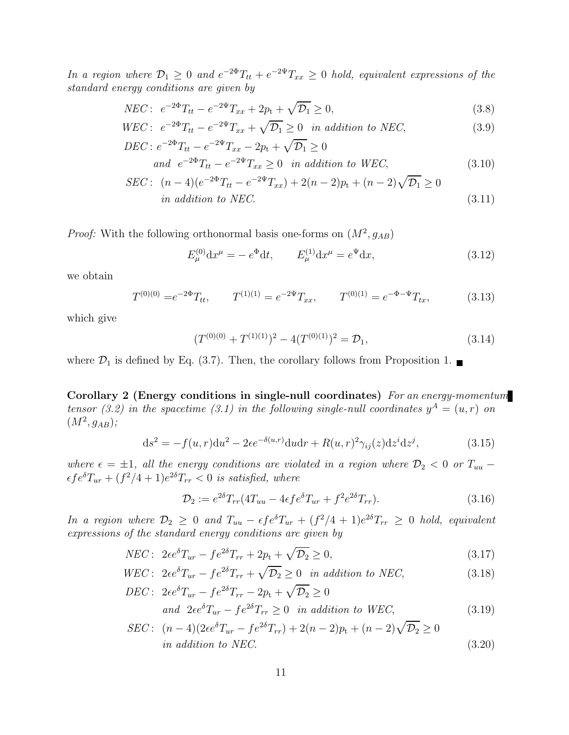*In a region where $\mathcal{D}_1 \geq 0$ and $e^{-2\Phi}T_{tt} + e^{-2\Psi}T_{xx} \geq 0$ hold, equivalent expressions of the standard energy conditions are given by*

$$
\begin{aligned}
&NEC: \; e^{-2\Phi}T_{tt} - e^{-2\Psi}T_{xx} + 2p_{\rm t} + \sqrt{\mathcal{D}_1} \geq 0, && (3.8)\\
&WEC: \; e^{-2\Phi}T_{tt} - e^{-2\Psi}T_{xx} + \sqrt{\mathcal{D}_1} \geq 0 \;\; \textit{in addition to NEC}, && (3.9)\\
&DEC: e^{-2\Phi}T_{tt} - e^{-2\Psi}T_{xx} - 2p_{\rm t} + \sqrt{\mathcal{D}_1} \geq 0 \\
&\qquad \textit{and} \;\; e^{-2\Phi}T_{tt} - e^{-2\Psi}T_{xx} \geq 0 \;\; \textit{in addition to WEC}, && (3.10)\\
&SEC: \; (n-4)(e^{-2\Phi}T_{tt} - e^{-2\Psi}T_{xx}) + 2(n-2)p_{\rm t} + (n-2)\sqrt{\mathcal{D}_1} \geq 0 \\
&\qquad \textit{in addition to NEC}. && (3.11)
\end{aligned}
$$

*Proof:* With the following orthonormal basis one-forms on $(M^2, g_{AB})$

$$
E^{(0)}_\mu {\rm d}x^\mu = -\, e^{\Phi}{\rm d}t, \qquad E^{(1)}_\mu {\rm d}x^\mu = e^{\Psi}{\rm d}x, \tag{3.12}
$$

we obtain

$$
T^{(0)(0)} = e^{-2\Phi}T_{tt}, \qquad T^{(1)(1)} = e^{-2\Psi}T_{xx}, \qquad T^{(0)(1)} = e^{-\Phi-\Psi}T_{tx}, \tag{3.13}
$$

which give

$$
(T^{(0)(0)} + T^{(1)(1)})^2 - 4(T^{(0)(1)})^2 = \mathcal{D}_1, \tag{3.14}
$$

where $\mathcal{D}_1$ is defined by Eq. (3.7). Then, the corollary follows from Proposition 1. ■

**Corollary 2 (Energy conditions in single-null coordinates)** *For an energy-momentum tensor (3.2) in the spacetime (3.1) in the following single-null coordinates $y^A = (u, r)$ on $(M^2, g_{AB})$;*

$$
{\rm d}s^2 = -f(u,r){\rm d}u^2 - 2\epsilon e^{-\delta(u,r)}{\rm d}u{\rm d}r + R(u,r)^2\gamma_{ij}(z){\rm d}z^i{\rm d}z^j, \tag{3.15}
$$

*where $\epsilon = \pm 1$, all the energy conditions are violated in a region where $\mathcal{D}_2 < 0$ or $T_{uu} - \epsilon f e^{\delta}T_{ur} + (f^2/4+1)e^{2\delta}T_{rr} < 0$ is satisfied, where*

$$
\mathcal{D}_2 := e^{2\delta}T_{rr}(4T_{uu} - 4\epsilon f e^{\delta}T_{ur} + f^2e^{2\delta}T_{rr}). \tag{3.16}
$$

*In a region where $\mathcal{D}_2 \geq 0$ and $T_{uu} - \epsilon f e^{\delta}T_{ur} + (f^2/4+1)e^{2\delta}T_{rr} \geq 0$ hold, equivalent expressions of the standard energy conditions are given by*

$$
\begin{aligned}
&NEC: \; 2\epsilon e^{\delta}T_{ur} - f e^{2\delta}T_{rr} + 2p_{\rm t} + \sqrt{\mathcal{D}_2} \geq 0, && (3.17)\\
&WEC: \; 2\epsilon e^{\delta}T_{ur} - f e^{2\delta}T_{rr} + \sqrt{\mathcal{D}_2} \geq 0 \;\; \textit{in addition to NEC}, && (3.18)\\
&DEC: \; 2\epsilon e^{\delta}T_{ur} - f e^{2\delta}T_{rr} - 2p_{\rm t} + \sqrt{\mathcal{D}_2} \geq 0 \\
&\qquad \textit{and} \;\; 2\epsilon e^{\delta}T_{ur} - f e^{2\delta}T_{rr} \geq 0 \;\; \textit{in addition to WEC}, && (3.19)\\
&SEC: \; (n-4)(2\epsilon e^{\delta}T_{ur} - f e^{2\delta}T_{rr}) + 2(n-2)p_{\rm t} + (n-2)\sqrt{\mathcal{D}_2} \geq 0 \\
&\qquad \textit{in addition to NEC}. && (3.20)
\end{aligned}
$$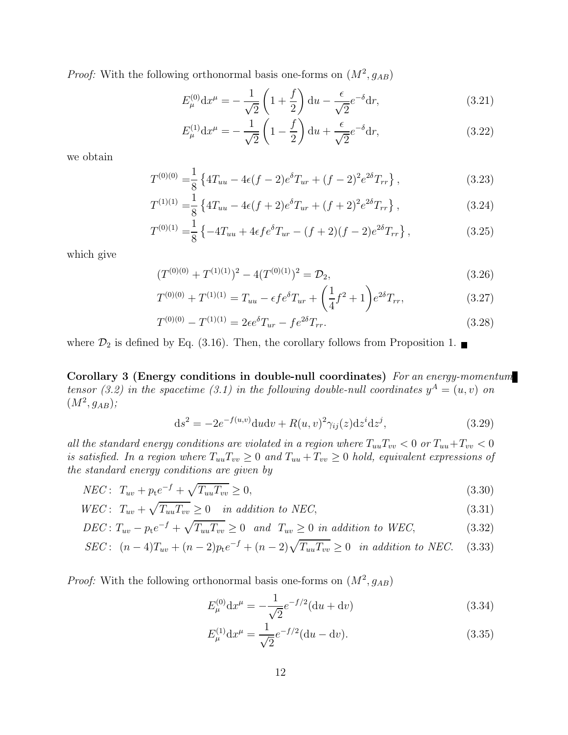*Proof:* With the following orthonormal basis one-forms on $(M^2, g_{AB})$

$$E^{(0)}_\mu \mathrm{d}x^\mu = -\frac{1}{\sqrt{2}}\left(1+\frac{f}{2}\right)\mathrm{d}u - \frac{\epsilon}{\sqrt{2}}e^{-\delta}\mathrm{d}r, \tag{3.21}$$

$$E^{(1)}_\mu \mathrm{d}x^\mu = -\frac{1}{\sqrt{2}}\left(1-\frac{f}{2}\right)\mathrm{d}u + \frac{\epsilon}{\sqrt{2}}e^{-\delta}\mathrm{d}r, \tag{3.22}$$

we obtain

$$T^{(0)(0)} = \frac{1}{8}\left\{4T_{uu} - 4\epsilon(f-2)e^{\delta}T_{ur} + (f-2)^2 e^{2\delta}T_{rr}\right\}, \tag{3.23}$$

$$T^{(1)(1)} = \frac{1}{8}\left\{4T_{uu} - 4\epsilon(f+2)e^{\delta}T_{ur} + (f+2)^2 e^{2\delta}T_{rr}\right\}, \tag{3.24}$$

$$T^{(0)(1)} = \frac{1}{8}\left\{-4T_{uu} + 4\epsilon f e^{\delta}T_{ur} - (f+2)(f-2)e^{2\delta}T_{rr}\right\}, \tag{3.25}$$

which give

$$(T^{(0)(0)} + T^{(1)(1)})^2 - 4(T^{(0)(1)})^2 = \mathcal{D}_2, \tag{3.26}$$

$$T^{(0)(0)} + T^{(1)(1)} = T_{uu} - \epsilon f e^{\delta}T_{ur} + \left(\frac{1}{4}f^2 + 1\right)e^{2\delta}T_{rr}, \tag{3.27}$$

$$T^{(0)(0)} - T^{(1)(1)} = 2\epsilon e^{\delta}T_{ur} - f e^{2\delta}T_{rr}. \tag{3.28}$$

where $\mathcal{D}_2$ is defined by Eq. (3.16). Then, the corollary follows from Proposition 1. ■

**Corollary 3 (Energy conditions in double-null coordinates)** *For an energy-momentum tensor (3.2) in the spacetime (3.1) in the following double-null coordinates $y^A = (u, v)$ on $(M^2, g_{AB})$;*

$$\mathrm{d}s^2 = -2e^{-f(u,v)}\mathrm{d}u\mathrm{d}v + R(u,v)^2\gamma_{ij}(z)\mathrm{d}z^i\mathrm{d}z^j, \tag{3.29}$$

*all the standard energy conditions are violated in a region where $T_{uu}T_{vv} < 0$ or $T_{uu} + T_{vv} < 0$ is satisfied. In a region where $T_{uu}T_{vv} \ge 0$ and $T_{uu} + T_{vv} \ge 0$ hold, equivalent expressions of the standard energy conditions are given by*

$$NEC: \; T_{uv} + p_{\rm t}e^{-f} + \sqrt{T_{uu}T_{vv}} \ge 0, \tag{3.30}$$

$$WEC: \; T_{uv} + \sqrt{T_{uu}T_{vv}} \ge 0 \quad \textit{in addition to NEC}, \tag{3.31}$$

$$DEC: T_{uv} - p_{\rm t}e^{-f} + \sqrt{T_{uu}T_{vv}} \ge 0 \;\; \textit{and} \;\; T_{uv} \ge 0 \; \textit{in addition to WEC}, \tag{3.32}$$

$$SEC: \; (n-4)T_{uv} + (n-2)p_{\rm t}e^{-f} + (n-2)\sqrt{T_{uu}T_{vv}} \ge 0 \;\; \textit{in addition to NEC}. \tag{3.33}$$

*Proof:* With the following orthonormal basis one-forms on $(M^2, g_{AB})$

$$E^{(0)}_\mu \mathrm{d}x^\mu = -\frac{1}{\sqrt{2}}e^{-f/2}(\mathrm{d}u + \mathrm{d}v) \tag{3.34}$$

$$E^{(1)}_\mu \mathrm{d}x^\mu = \frac{1}{\sqrt{2}}e^{-f/2}(\mathrm{d}u - \mathrm{d}v). \tag{3.35}$$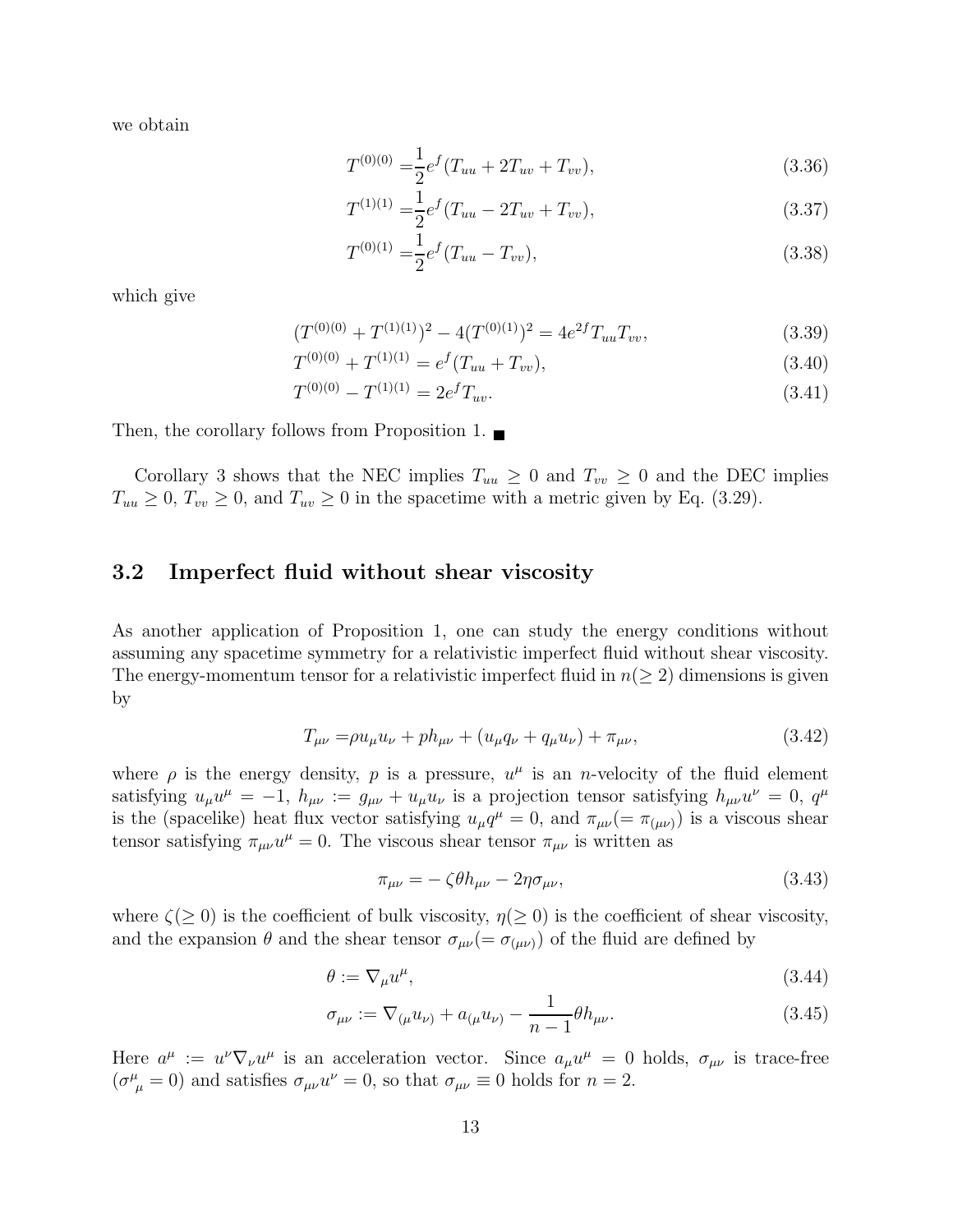we obtain

$$T^{(0)(0)} = \frac{1}{2}e^f(T_{uu} + 2T_{uv} + T_{vv}), \tag{3.36}$$

$$T^{(1)(1)} = \frac{1}{2}e^f(T_{uu} - 2T_{uv} + T_{vv}), \tag{3.37}$$

$$T^{(0)(1)} = \frac{1}{2}e^f(T_{uu} - T_{vv}), \tag{3.38}$$

which give

$$(T^{(0)(0)} + T^{(1)(1)})^2 - 4(T^{(0)(1)})^2 = 4e^{2f}T_{uu}T_{vv}, \tag{3.39}$$

$$T^{(0)(0)} + T^{(1)(1)} = e^f(T_{uu} + T_{vv}), \tag{3.40}$$

$$T^{(0)(0)} - T^{(1)(1)} = 2e^f T_{uv}. \tag{3.41}$$

Then, the corollary follows from Proposition 1. ■

Corollary 3 shows that the NEC implies $T_{uu} \geq 0$ and $T_{vv} \geq 0$ and the DEC implies $T_{uu} \geq 0$, $T_{vv} \geq 0$, and $T_{uv} \geq 0$ in the spacetime with a metric given by Eq. (3.29).

## 3.2 Imperfect fluid without shear viscosity

As another application of Proposition 1, one can study the energy conditions without assuming any spacetime symmetry for a relativistic imperfect fluid without shear viscosity. The energy-momentum tensor for a relativistic imperfect fluid in $n(\geq 2)$ dimensions is given by

$$T_{\mu\nu} = \rho u_\mu u_\nu + p h_{\mu\nu} + (u_\mu q_\nu + q_\mu u_\nu) + \pi_{\mu\nu}, \tag{3.42}$$

where $\rho$ is the energy density, $p$ is a pressure, $u^\mu$ is an $n$-velocity of the fluid element satisfying $u_\mu u^\mu = -1$, $h_{\mu\nu} := g_{\mu\nu} + u_\mu u_\nu$ is a projection tensor satisfying $h_{\mu\nu}u^\nu = 0$, $q^\mu$ is the (spacelike) heat flux vector satisfying $u_\mu q^\mu = 0$, and $\pi_{\mu\nu}(= \pi_{(\mu\nu)})$ is a viscous shear tensor satisfying $\pi_{\mu\nu}u^\mu = 0$. The viscous shear tensor $\pi_{\mu\nu}$ is written as

$$\pi_{\mu\nu} = -\zeta\theta h_{\mu\nu} - 2\eta\sigma_{\mu\nu}, \tag{3.43}$$

where $\zeta(\geq 0)$ is the coefficient of bulk viscosity, $\eta(\geq 0)$ is the coefficient of shear viscosity, and the expansion $\theta$ and the shear tensor $\sigma_{\mu\nu}(= \sigma_{(\mu\nu)})$ of the fluid are defined by

$$\theta := \nabla_\mu u^\mu, \tag{3.44}$$

$$\sigma_{\mu\nu} := \nabla_{(\mu}u_{\nu)} + a_{(\mu}u_{\nu)} - \frac{1}{n-1}\theta h_{\mu\nu}. \tag{3.45}$$

Here $a^\mu := u^\nu \nabla_\nu u^\mu$ is an acceleration vector. Since $a_\mu u^\mu = 0$ holds, $\sigma_{\mu\nu}$ is trace-free ($\sigma^\mu{}_\mu = 0$) and satisfies $\sigma_{\mu\nu}u^\nu = 0$, so that $\sigma_{\mu\nu} \equiv 0$ holds for $n = 2$.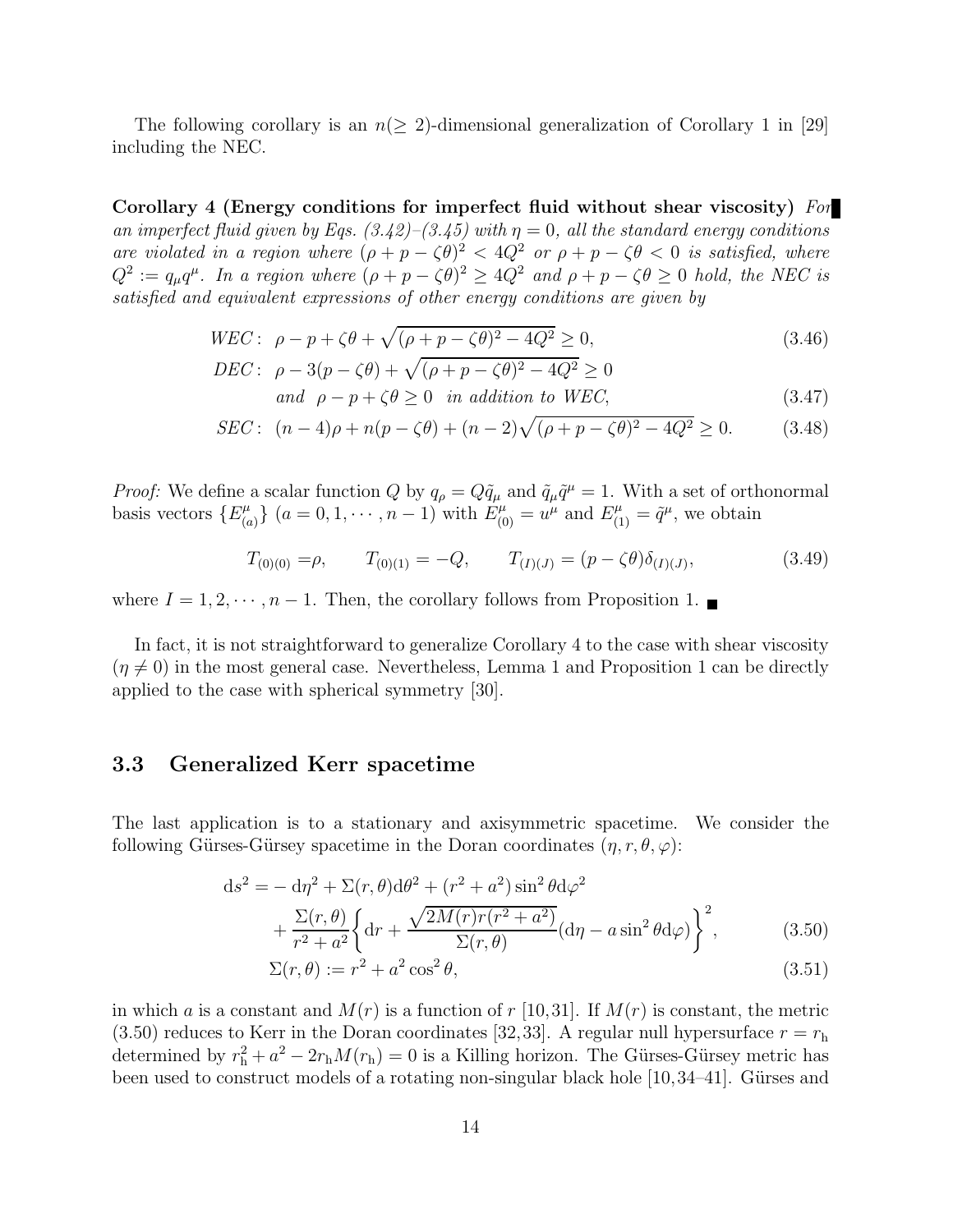The following corollary is an $n(\geq 2)$-dimensional generalization of Corollary 1 in [29] including the NEC.

**Corollary 4 (Energy conditions for imperfect fluid without shear viscosity)** *For an imperfect fluid given by Eqs. (3.42)–(3.45) with $\eta = 0$, all the standard energy conditions are violated in a region where $(\rho + p - \zeta\theta)^2 < 4Q^2$ or $\rho + p - \zeta\theta < 0$ is satisfied, where $Q^2 := q_\mu q^\mu$. In a region where $(\rho + p - \zeta\theta)^2 \geq 4Q^2$ and $\rho + p - \zeta\theta \geq 0$ hold, the NEC is satisfied and equivalent expressions of other energy conditions are given by*

$$\text{WEC}: \ \rho - p + \zeta\theta + \sqrt{(\rho + p - \zeta\theta)^2 - 4Q^2} \geq 0, \tag{3.46}$$

$$\begin{aligned}\text{DEC}: \ & \rho - 3(p - \zeta\theta) + \sqrt{(\rho + p - \zeta\theta)^2 - 4Q^2} \geq 0 \\ & \text{and} \ \ \rho - p + \zeta\theta \geq 0 \ \ \text{in addition to WEC},\end{aligned} \tag{3.47}$$

$$\text{SEC}: \ (n-4)\rho + n(p - \zeta\theta) + (n-2)\sqrt{(\rho + p - \zeta\theta)^2 - 4Q^2} \geq 0. \tag{3.48}$$

*Proof:* We define a scalar function $Q$ by $q_\rho = Q\tilde{q}_\mu$ and $\tilde{q}_\mu\tilde{q}^\mu = 1$. With a set of orthonormal basis vectors $\{E^\mu_{(a)}\}$ $(a = 0, 1, \cdots, n-1)$ with $E^\mu_{(0)} = u^\mu$ and $E^\mu_{(1)} = \tilde{q}^\mu$, we obtain

$$T_{(0)(0)} = \rho, \qquad T_{(0)(1)} = -Q, \qquad T_{(I)(J)} = (p - \zeta\theta)\delta_{(I)(J)}, \tag{3.49}$$

where $I = 1, 2, \cdots, n-1$. Then, the corollary follows from Proposition 1. ∎

In fact, it is not straightforward to generalize Corollary 4 to the case with shear viscosity ($\eta \neq 0$) in the most general case. Nevertheless, Lemma 1 and Proposition 1 can be directly applied to the case with spherical symmetry [30].

## 3.3 Generalized Kerr spacetime

The last application is to a stationary and axisymmetric spacetime. We consider the following Gürses-Gürsey spacetime in the Doran coordinates $(\eta, r, \theta, \varphi)$:

$$\begin{aligned}\mathrm{d}s^2 = & -\mathrm{d}\eta^2 + \Sigma(r,\theta)\mathrm{d}\theta^2 + (r^2 + a^2)\sin^2\theta \mathrm{d}\varphi^2 \\ & + \frac{\Sigma(r,\theta)}{r^2 + a^2}\left\{\mathrm{d}r + \frac{\sqrt{2M(r)r(r^2+a^2)}}{\Sigma(r,\theta)}(\mathrm{d}\eta - a\sin^2\theta\mathrm{d}\varphi)\right\}^2,\end{aligned} \tag{3.50}$$

$$\Sigma(r,\theta) := r^2 + a^2\cos^2\theta, \tag{3.51}$$

in which $a$ is a constant and $M(r)$ is a function of $r$ [10,31]. If $M(r)$ is constant, the metric (3.50) reduces to Kerr in the Doran coordinates [32,33]. A regular null hypersurface $r = r_\mathrm{h}$ determined by $r_\mathrm{h}^2 + a^2 - 2r_\mathrm{h}M(r_\mathrm{h}) = 0$ is a Killing horizon. The Gürses-Gürsey metric has been used to construct models of a rotating non-singular black hole [10,34–41]. Gürses and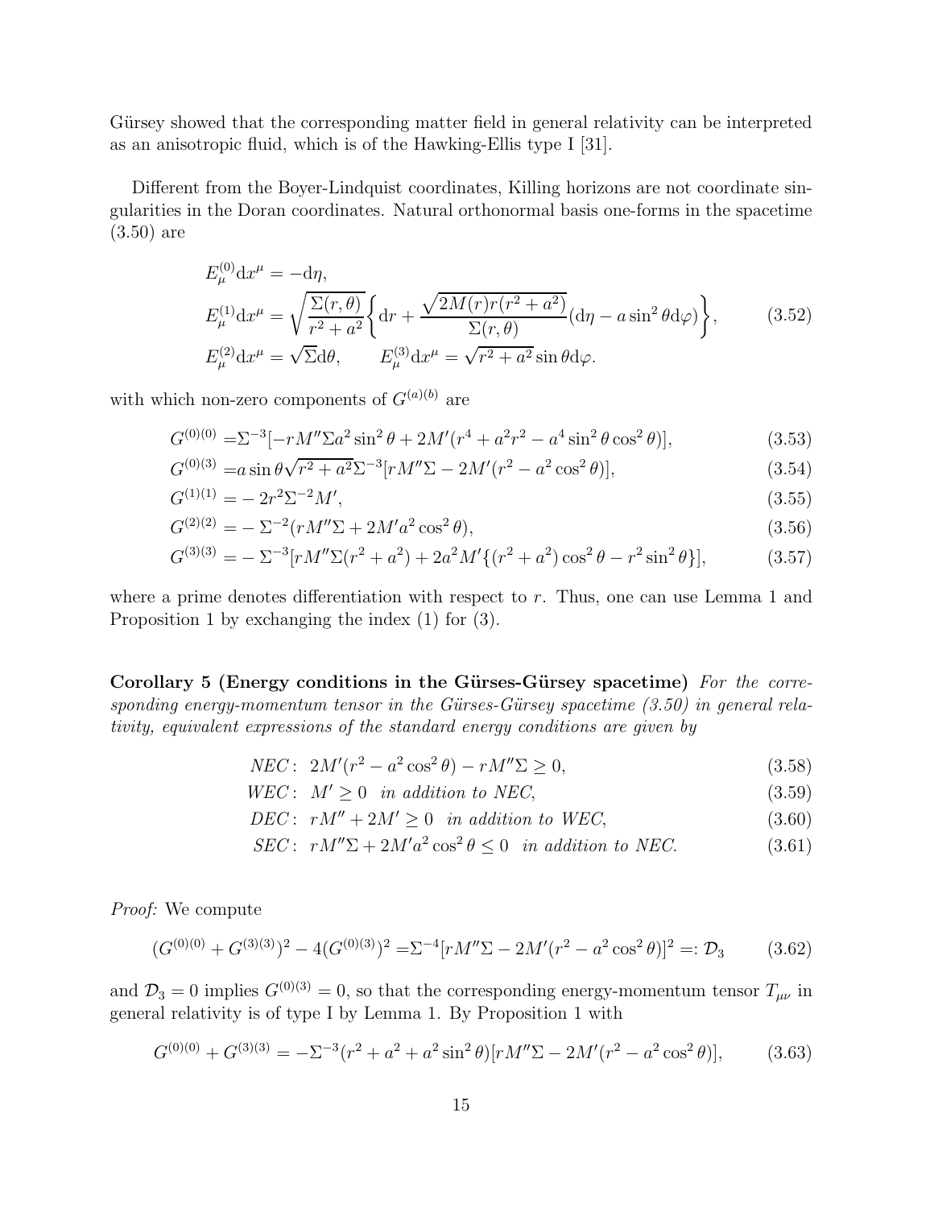Gürsey showed that the corresponding matter field in general relativity can be interpreted as an anisotropic fluid, which is of the Hawking-Ellis type I [31].

Different from the Boyer-Lindquist coordinates, Killing horizons are not coordinate singularities in the Doran coordinates. Natural orthonormal basis one-forms in the spacetime (3.50) are

$$
\begin{aligned}
&E^{(0)}_\mu \mathrm{d}x^\mu = -\mathrm{d}\eta, \\
&E^{(1)}_\mu \mathrm{d}x^\mu = \sqrt{\frac{\Sigma(r,\theta)}{r^2+a^2}}\biggl\{\mathrm{d}r + \frac{\sqrt{2M(r)r(r^2+a^2)}}{\Sigma(r,\theta)}(\mathrm{d}\eta - a\sin^2\theta\mathrm{d}\varphi)\biggr\}, \\
&E^{(2)}_\mu \mathrm{d}x^\mu = \sqrt{\Sigma}\mathrm{d}\theta, \qquad E^{(3)}_\mu \mathrm{d}x^\mu = \sqrt{r^2+a^2}\sin\theta\mathrm{d}\varphi.
\end{aligned}
\tag{3.52}
$$

with which non-zero components of $G^{(a)(b)}$ are

$$
G^{(0)(0)} = \Sigma^{-3}[-rM''\Sigma a^2\sin^2\theta + 2M'(r^4+a^2r^2-a^4\sin^2\theta\cos^2\theta)], \tag{3.53}
$$

$$
G^{(0)(3)} = a\sin\theta\sqrt{r^2+a^2}\Sigma^{-3}[rM''\Sigma - 2M'(r^2-a^2\cos^2\theta)], \tag{3.54}
$$

$$
G^{(1)(1)} = -2r^2\Sigma^{-2}M', \tag{3.55}
$$

$$
G^{(2)(2)} = -\Sigma^{-2}(rM''\Sigma + 2M'a^2\cos^2\theta), \tag{3.56}
$$

$$
G^{(3)(3)} = -\Sigma^{-3}[rM''\Sigma(r^2+a^2) + 2a^2M'\{(r^2+a^2)\cos^2\theta - r^2\sin^2\theta\}], \tag{3.57}
$$

where a prime denotes differentiation with respect to $r$. Thus, one can use Lemma 1 and Proposition 1 by exchanging the index (1) for (3).

**Corollary 5 (Energy conditions in the Gürses-Gürsey spacetime)** *For the corresponding energy-momentum tensor in the Gürses-Gürsey spacetime (3.50) in general relativity, equivalent expressions of the standard energy conditions are given by*

$$
NEC: \ 2M'(r^2-a^2\cos^2\theta) - rM''\Sigma \ge 0, \tag{3.58}
$$

$$
WEC: \ M' \ge 0 \ \text{ in addition to NEC}, \tag{3.59}
$$

$$
DEC: \ rM'' + 2M' \ge 0 \ \text{ in addition to WEC}, \tag{3.60}
$$

$$
SEC: \ rM''\Sigma + 2M'a^2\cos^2\theta \le 0 \ \text{ in addition to NEC}. \tag{3.61}
$$

*Proof:* We compute

$$
(G^{(0)(0)} + G^{(3)(3)})^2 - 4(G^{(0)(3)})^2 = \Sigma^{-4}[rM''\Sigma - 2M'(r^2-a^2\cos^2\theta)]^2 =: \mathcal{D}_3 \tag{3.62}
$$

and $\mathcal{D}_3 = 0$ implies $G^{(0)(3)} = 0$, so that the corresponding energy-momentum tensor $T_{\mu\nu}$ in general relativity is of type I by Lemma 1. By Proposition 1 with

$$
G^{(0)(0)} + G^{(3)(3)} = -\Sigma^{-3}(r^2+a^2+a^2\sin^2\theta)[rM''\Sigma - 2M'(r^2-a^2\cos^2\theta)], \tag{3.63}
$$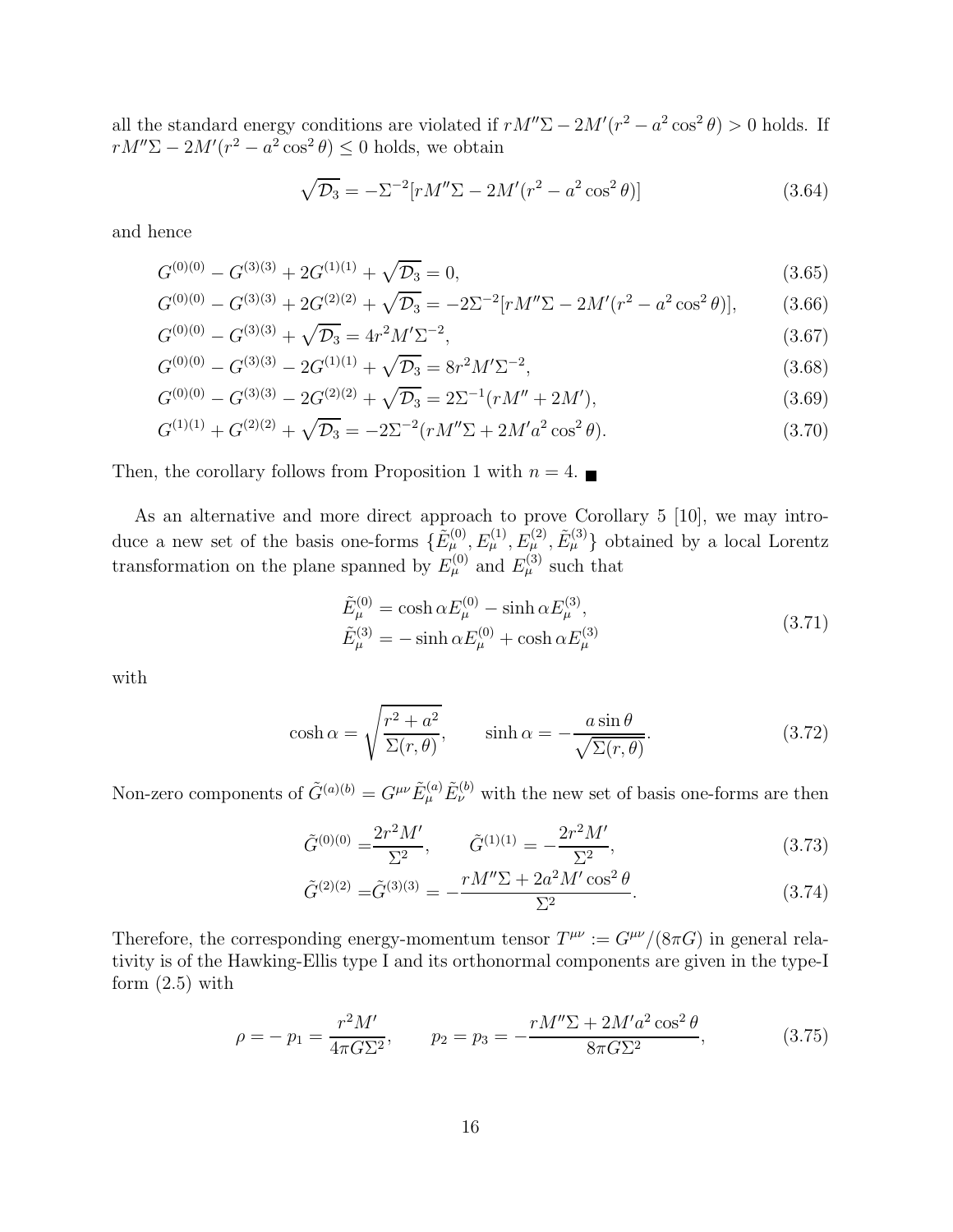all the standard energy conditions are violated if $rM''\Sigma - 2M'(r^2 - a^2\cos^2\theta) > 0$ holds. If $rM''\Sigma - 2M'(r^2 - a^2\cos^2\theta) \le 0$ holds, we obtain

$$\sqrt{\mathcal{D}_3} = -\Sigma^{-2}[rM''\Sigma - 2M'(r^2 - a^2\cos^2\theta)] \tag{3.64}$$

and hence

$$G^{(0)(0)} - G^{(3)(3)} + 2G^{(1)(1)} + \sqrt{\mathcal{D}_3} = 0, \tag{3.65}$$

$$G^{(0)(0)} - G^{(3)(3)} + 2G^{(2)(2)} + \sqrt{\mathcal{D}_3} = -2\Sigma^{-2}[rM''\Sigma - 2M'(r^2 - a^2\cos^2\theta)], \tag{3.66}$$

$$G^{(0)(0)} - G^{(3)(3)} + \sqrt{\mathcal{D}_3} = 4r^2M'\Sigma^{-2}, \tag{3.67}$$

$$G^{(0)(0)} - G^{(3)(3)} - 2G^{(1)(1)} + \sqrt{\mathcal{D}_3} = 8r^2M'\Sigma^{-2}, \tag{3.68}$$

$$G^{(0)(0)} - G^{(3)(3)} - 2G^{(2)(2)} + \sqrt{\mathcal{D}_3} = 2\Sigma^{-1}(rM'' + 2M'), \tag{3.69}$$

$$G^{(1)(1)} + G^{(2)(2)} + \sqrt{\mathcal{D}_3} = -2\Sigma^{-2}(rM''\Sigma + 2M'a^2\cos^2\theta). \tag{3.70}$$

Then, the corollary follows from Proposition 1 with $n = 4$. ■

As an alternative and more direct approach to prove Corollary 5 [10], we may introduce a new set of the basis one-forms $\{\tilde{E}^{(0)}_\mu, E^{(1)}_\mu, E^{(2)}_\mu, \tilde{E}^{(3)}_\mu\}$ obtained by a local Lorentz transformation on the plane spanned by $E^{(0)}_\mu$ and $E^{(3)}_\mu$ such that

$$\begin{aligned}\tilde{E}^{(0)}_\mu &= \cosh\alpha E^{(0)}_\mu - \sinh\alpha E^{(3)}_\mu,\\ \tilde{E}^{(3)}_\mu &= -\sinh\alpha E^{(0)}_\mu + \cosh\alpha E^{(3)}_\mu\end{aligned} \tag{3.71}$$

with

$$\cosh\alpha = \sqrt{\frac{r^2 + a^2}{\Sigma(r,\theta)}}, \qquad \sinh\alpha = -\frac{a\sin\theta}{\sqrt{\Sigma(r,\theta)}}. \tag{3.72}$$

Non-zero components of $\tilde{G}^{(a)(b)} = G^{\mu\nu}\tilde{E}^{(a)}_\mu\tilde{E}^{(b)}_\nu$ with the new set of basis one-forms are then

$$\tilde{G}^{(0)(0)} = \frac{2r^2M'}{\Sigma^2}, \qquad \tilde{G}^{(1)(1)} = -\frac{2r^2M'}{\Sigma^2}, \tag{3.73}$$

$$\tilde{G}^{(2)(2)} = \tilde{G}^{(3)(3)} = -\frac{rM''\Sigma + 2a^2M'\cos^2\theta}{\Sigma^2}. \tag{3.74}$$

Therefore, the corresponding energy-momentum tensor $T^{\mu\nu} := G^{\mu\nu}/(8\pi G)$ in general relativity is of the Hawking-Ellis type I and its orthonormal components are given in the type-I form (2.5) with

$$\rho = -p_1 = \frac{r^2M'}{4\pi G\Sigma^2}, \qquad p_2 = p_3 = -\frac{rM''\Sigma + 2M'a^2\cos^2\theta}{8\pi G\Sigma^2}, \tag{3.75}$$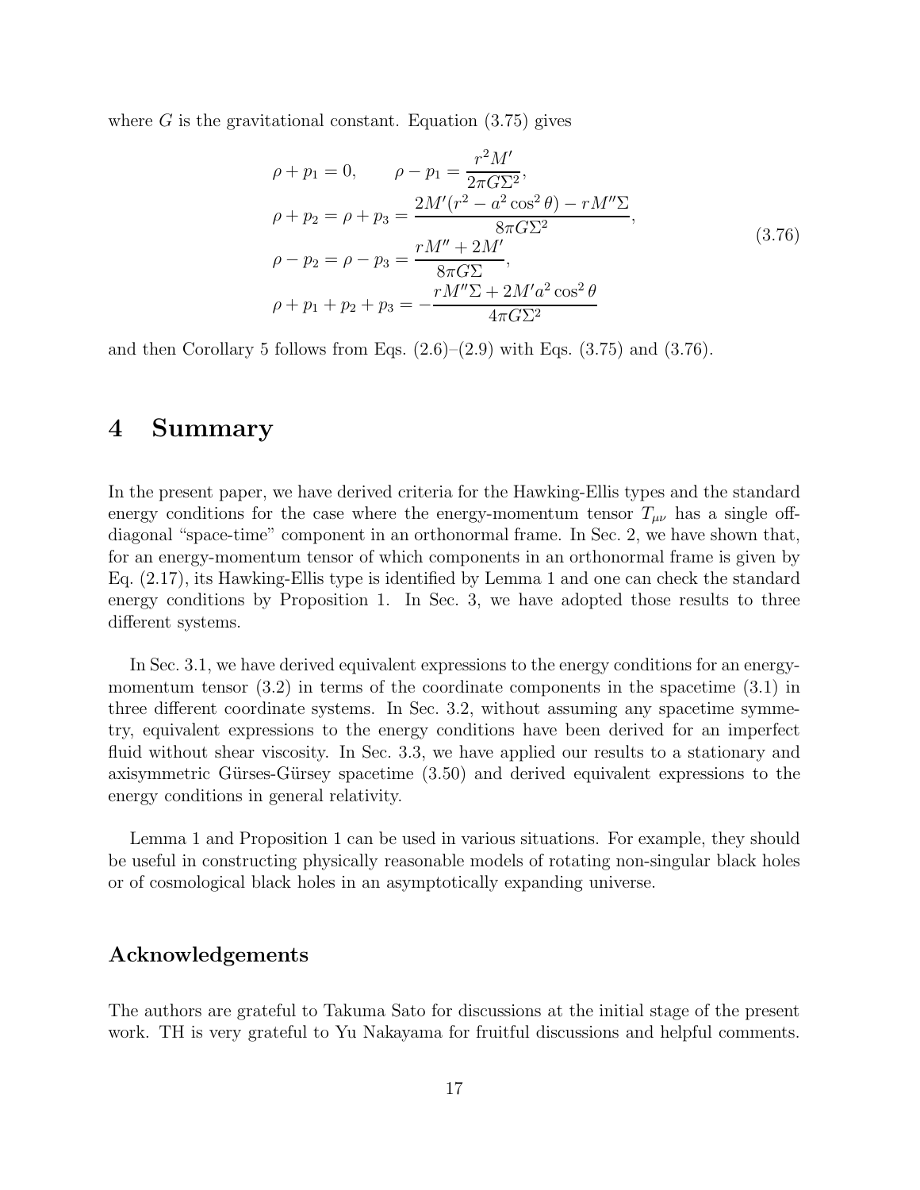where $G$ is the gravitational constant. Equation (3.75) gives

$$
\begin{aligned}
&\rho + p_1 = 0, \qquad \rho - p_1 = \frac{r^2 M'}{2\pi G \Sigma^2}, \\
&\rho + p_2 = \rho + p_3 = \frac{2M'(r^2 - a^2\cos^2\theta) - rM''\Sigma}{8\pi G\Sigma^2}, \\
&\rho - p_2 = \rho - p_3 = \frac{rM'' + 2M'}{8\pi G\Sigma}, \\
&\rho + p_1 + p_2 + p_3 = -\frac{rM''\Sigma + 2M'a^2\cos^2\theta}{4\pi G\Sigma^2}
\end{aligned}
\tag{3.76}
$$

and then Corollary 5 follows from Eqs. (2.6)–(2.9) with Eqs. (3.75) and (3.76).

# 4 Summary

In the present paper, we have derived criteria for the Hawking-Ellis types and the standard energy conditions for the case where the energy-momentum tensor $T_{\mu\nu}$ has a single off-diagonal "space-time" component in an orthonormal frame. In Sec. 2, we have shown that, for an energy-momentum tensor of which components in an orthonormal frame is given by Eq. (2.17), its Hawking-Ellis type is identified by Lemma 1 and one can check the standard energy conditions by Proposition 1. In Sec. 3, we have adopted those results to three different systems.

In Sec. 3.1, we have derived equivalent expressions to the energy conditions for an energy-momentum tensor (3.2) in terms of the coordinate components in the spacetime (3.1) in three different coordinate systems. In Sec. 3.2, without assuming any spacetime symmetry, equivalent expressions to the energy conditions have been derived for an imperfect fluid without shear viscosity. In Sec. 3.3, we have applied our results to a stationary and axisymmetric Gürses-Gürsey spacetime (3.50) and derived equivalent expressions to the energy conditions in general relativity.

Lemma 1 and Proposition 1 can be used in various situations. For example, they should be useful in constructing physically reasonable models of rotating non-singular black holes or of cosmological black holes in an asymptotically expanding universe.

## Acknowledgements

The authors are grateful to Takuma Sato for discussions at the initial stage of the present work. TH is very grateful to Yu Nakayama for fruitful discussions and helpful comments.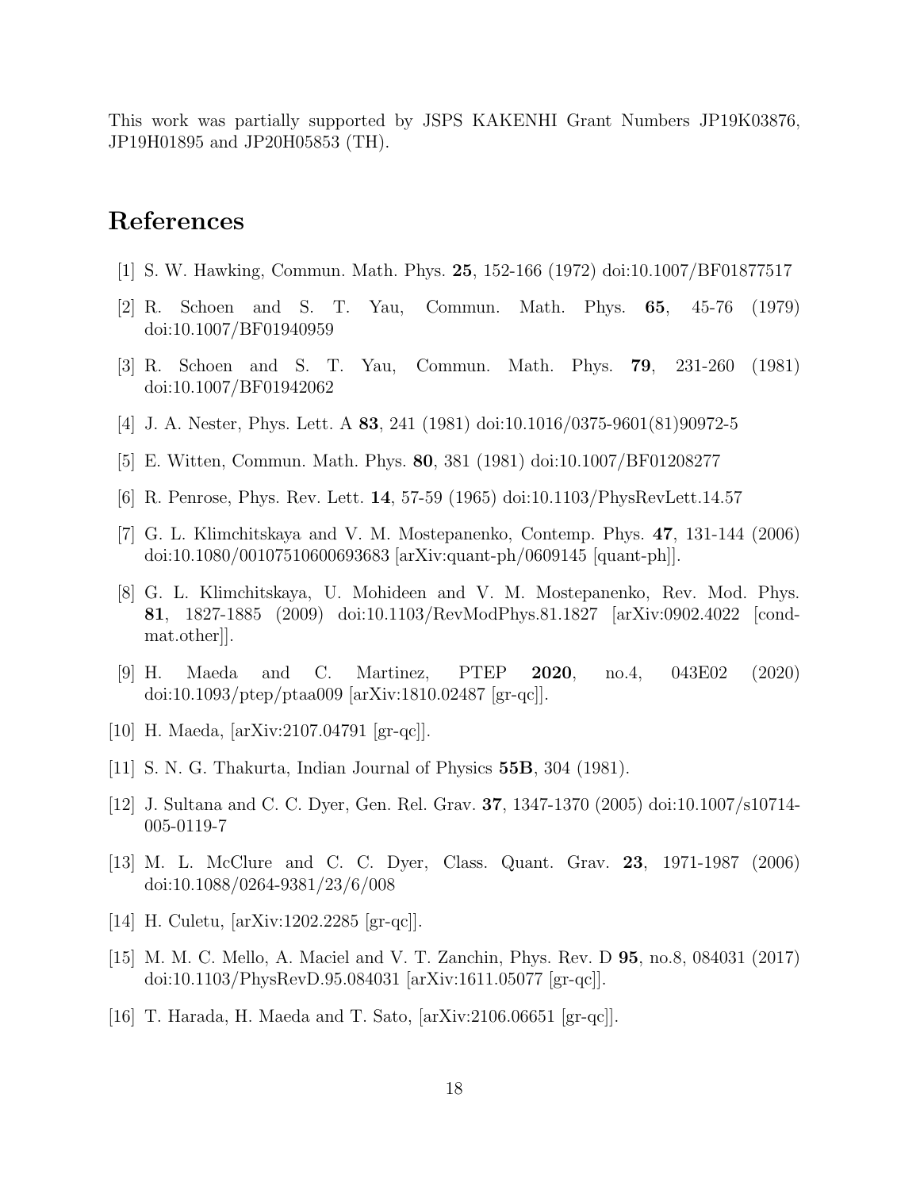This work was partially supported by JSPS KAKENHI Grant Numbers JP19K03876, JP19H01895 and JP20H05853 (TH).

# References

[1] S. W. Hawking, Commun. Math. Phys. **25**, 152-166 (1972) doi:10.1007/BF01877517

[2] R. Schoen and S. T. Yau, Commun. Math. Phys. **65**, 45-76 (1979) doi:10.1007/BF01940959

[3] R. Schoen and S. T. Yau, Commun. Math. Phys. **79**, 231-260 (1981) doi:10.1007/BF01942062

[4] J. A. Nester, Phys. Lett. A **83**, 241 (1981) doi:10.1016/0375-9601(81)90972-5

[5] E. Witten, Commun. Math. Phys. **80**, 381 (1981) doi:10.1007/BF01208277

[6] R. Penrose, Phys. Rev. Lett. **14**, 57-59 (1965) doi:10.1103/PhysRevLett.14.57

[7] G. L. Klimchitskaya and V. M. Mostepanenko, Contemp. Phys. **47**, 131-144 (2006) doi:10.1080/00107510600693683 [arXiv:quant-ph/0609145 [quant-ph]].

[8] G. L. Klimchitskaya, U. Mohideen and V. M. Mostepanenko, Rev. Mod. Phys. **81**, 1827-1885 (2009) doi:10.1103/RevModPhys.81.1827 [arXiv:0902.4022 [cond-mat.other]].

[9] H. Maeda and C. Martinez, PTEP **2020**, no.4, 043E02 (2020) doi:10.1093/ptep/ptaa009 [arXiv:1810.02487 [gr-qc]].

[10] H. Maeda, [arXiv:2107.04791 [gr-qc]].

[11] S. N. G. Thakurta, Indian Journal of Physics **55B**, 304 (1981).

[12] J. Sultana and C. C. Dyer, Gen. Rel. Grav. **37**, 1347-1370 (2005) doi:10.1007/s10714-005-0119-7

[13] M. L. McClure and C. C. Dyer, Class. Quant. Grav. **23**, 1971-1987 (2006) doi:10.1088/0264-9381/23/6/008

[14] H. Culetu, [arXiv:1202.2285 [gr-qc]].

[15] M. M. C. Mello, A. Maciel and V. T. Zanchin, Phys. Rev. D **95**, no.8, 084031 (2017) doi:10.1103/PhysRevD.95.084031 [arXiv:1611.05077 [gr-qc]].

[16] T. Harada, H. Maeda and T. Sato, [arXiv:2106.06651 [gr-qc]].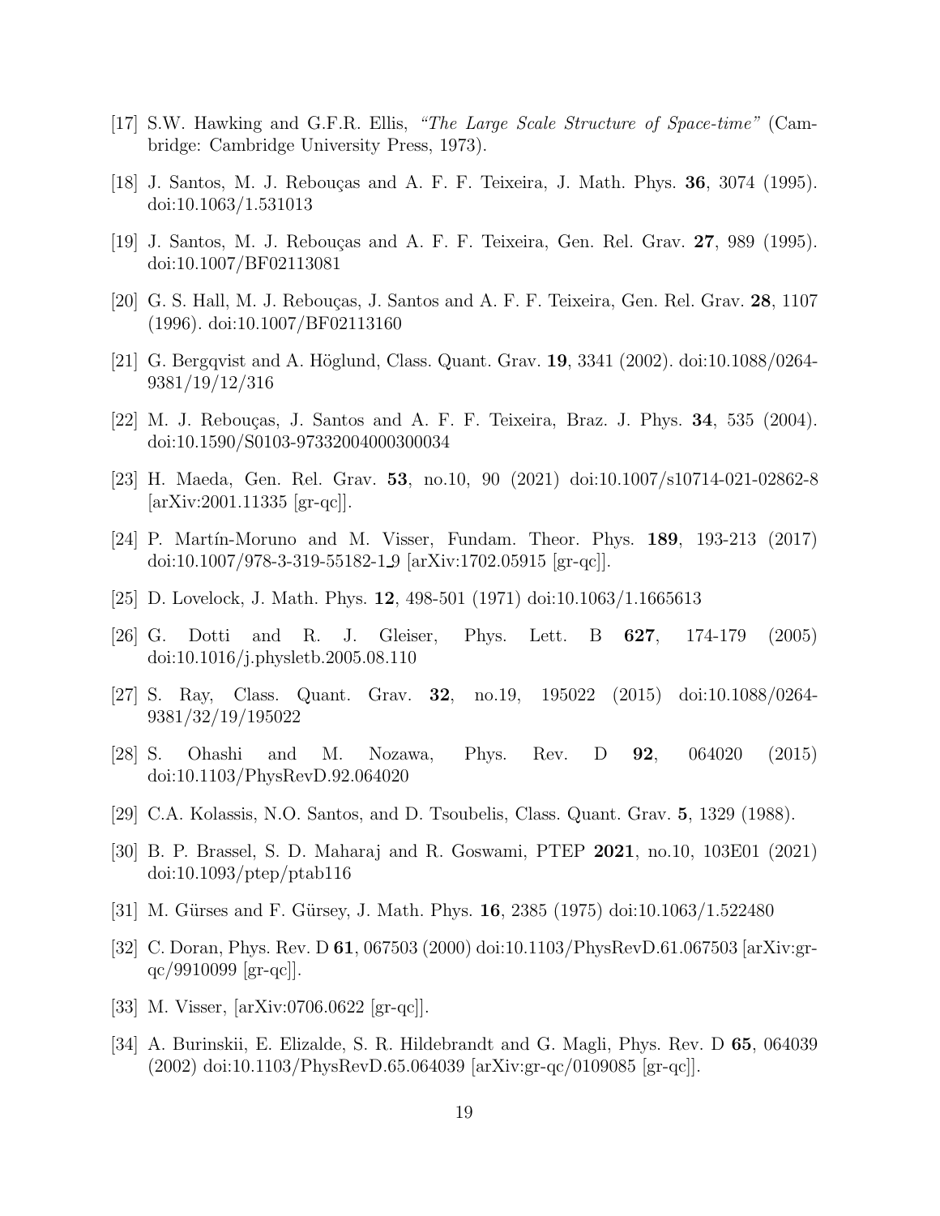[17] S.W. Hawking and G.F.R. Ellis, *"The Large Scale Structure of Space-time"* (Cambridge: Cambridge University Press, 1973).

[18] J. Santos, M. J. Rebouças and A. F. F. Teixeira, J. Math. Phys. **36**, 3074 (1995). doi:10.1063/1.531013

[19] J. Santos, M. J. Rebouças and A. F. F. Teixeira, Gen. Rel. Grav. **27**, 989 (1995). doi:10.1007/BF02113081

[20] G. S. Hall, M. J. Rebouças, J. Santos and A. F. F. Teixeira, Gen. Rel. Grav. **28**, 1107 (1996). doi:10.1007/BF02113160

[21] G. Bergqvist and A. Höglund, Class. Quant. Grav. **19**, 3341 (2002). doi:10.1088/0264-9381/19/12/316

[22] M. J. Rebouças, J. Santos and A. F. F. Teixeira, Braz. J. Phys. **34**, 535 (2004). doi:10.1590/S0103-97332004000300034

[23] H. Maeda, Gen. Rel. Grav. **53**, no.10, 90 (2021) doi:10.1007/s10714-021-02862-8 [arXiv:2001.11335 [gr-qc]].

[24] P. Martín-Moruno and M. Visser, Fundam. Theor. Phys. **189**, 193-213 (2017) doi:10.1007/978-3-319-55182-1_9 [arXiv:1702.05915 [gr-qc]].

[25] D. Lovelock, J. Math. Phys. **12**, 498-501 (1971) doi:10.1063/1.1665613

[26] G. Dotti and R. J. Gleiser, Phys. Lett. B **627**, 174-179 (2005) doi:10.1016/j.physletb.2005.08.110

[27] S. Ray, Class. Quant. Grav. **32**, no.19, 195022 (2015) doi:10.1088/0264-9381/32/19/195022

[28] S. Ohashi and M. Nozawa, Phys. Rev. D **92**, 064020 (2015) doi:10.1103/PhysRevD.92.064020

[29] C.A. Kolassis, N.O. Santos, and D. Tsoubelis, Class. Quant. Grav. **5**, 1329 (1988).

[30] B. P. Brassel, S. D. Maharaj and R. Goswami, PTEP **2021**, no.10, 103E01 (2021) doi:10.1093/ptep/ptab116

[31] M. Gürses and F. Gürsey, J. Math. Phys. **16**, 2385 (1975) doi:10.1063/1.522480

[32] C. Doran, Phys. Rev. D **61**, 067503 (2000) doi:10.1103/PhysRevD.61.067503 [arXiv:gr-qc/9910099 [gr-qc]].

[33] M. Visser, [arXiv:0706.0622 [gr-qc]].

[34] A. Burinskii, E. Elizalde, S. R. Hildebrandt and G. Magli, Phys. Rev. D **65**, 064039 (2002) doi:10.1103/PhysRevD.65.064039 [arXiv:gr-qc/0109085 [gr-qc]].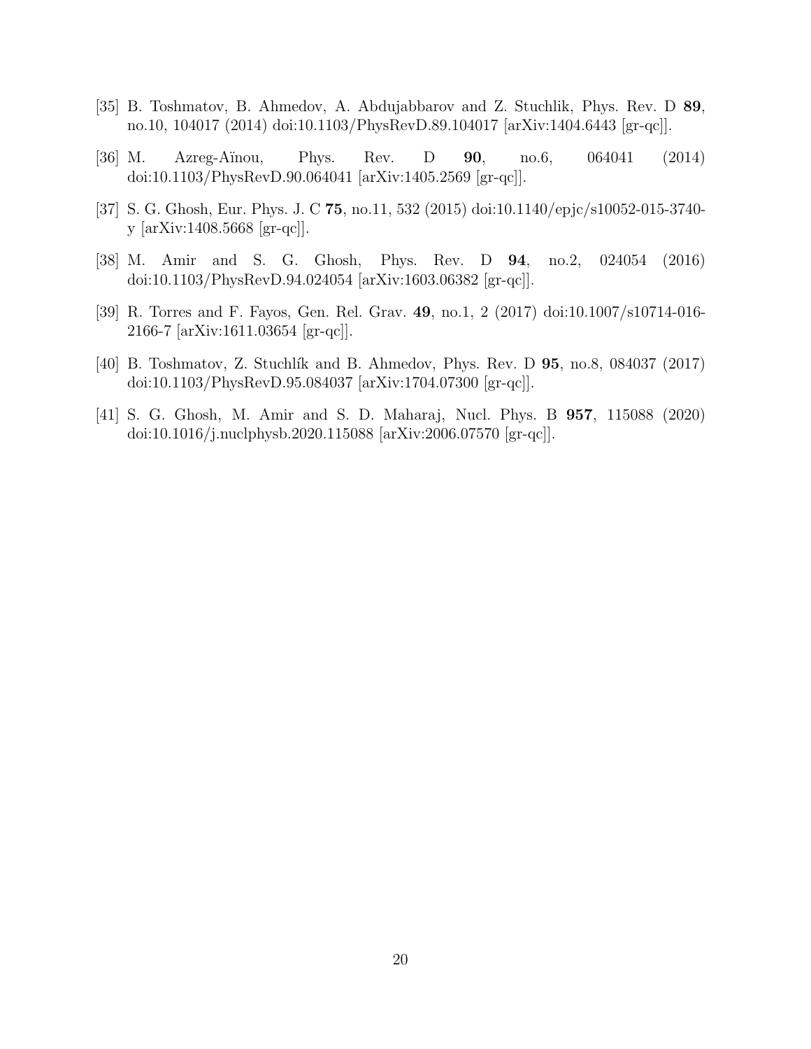[35] B. Toshmatov, B. Ahmedov, A. Abdujabbarov and Z. Stuchlik, Phys. Rev. D **89**, no.10, 104017 (2014) doi:10.1103/PhysRevD.89.104017 [arXiv:1404.6443 [gr-qc]].

[36] M. Azreg-Aïnou, Phys. Rev. D **90**, no.6, 064041 (2014) doi:10.1103/PhysRevD.90.064041 [arXiv:1405.2569 [gr-qc]].

[37] S. G. Ghosh, Eur. Phys. J. C **75**, no.11, 532 (2015) doi:10.1140/epjc/s10052-015-3740-y [arXiv:1408.5668 [gr-qc]].

[38] M. Amir and S. G. Ghosh, Phys. Rev. D **94**, no.2, 024054 (2016) doi:10.1103/PhysRevD.94.024054 [arXiv:1603.06382 [gr-qc]].

[39] R. Torres and F. Fayos, Gen. Rel. Grav. **49**, no.1, 2 (2017) doi:10.1007/s10714-016-2166-7 [arXiv:1611.03654 [gr-qc]].

[40] B. Toshmatov, Z. Stuchlík and B. Ahmedov, Phys. Rev. D **95**, no.8, 084037 (2017) doi:10.1103/PhysRevD.95.084037 [arXiv:1704.07300 [gr-qc]].

[41] S. G. Ghosh, M. Amir and S. D. Maharaj, Nucl. Phys. B **957**, 115088 (2020) doi:10.1016/j.nuclphysb.2020.115088 [arXiv:2006.07570 [gr-qc]].